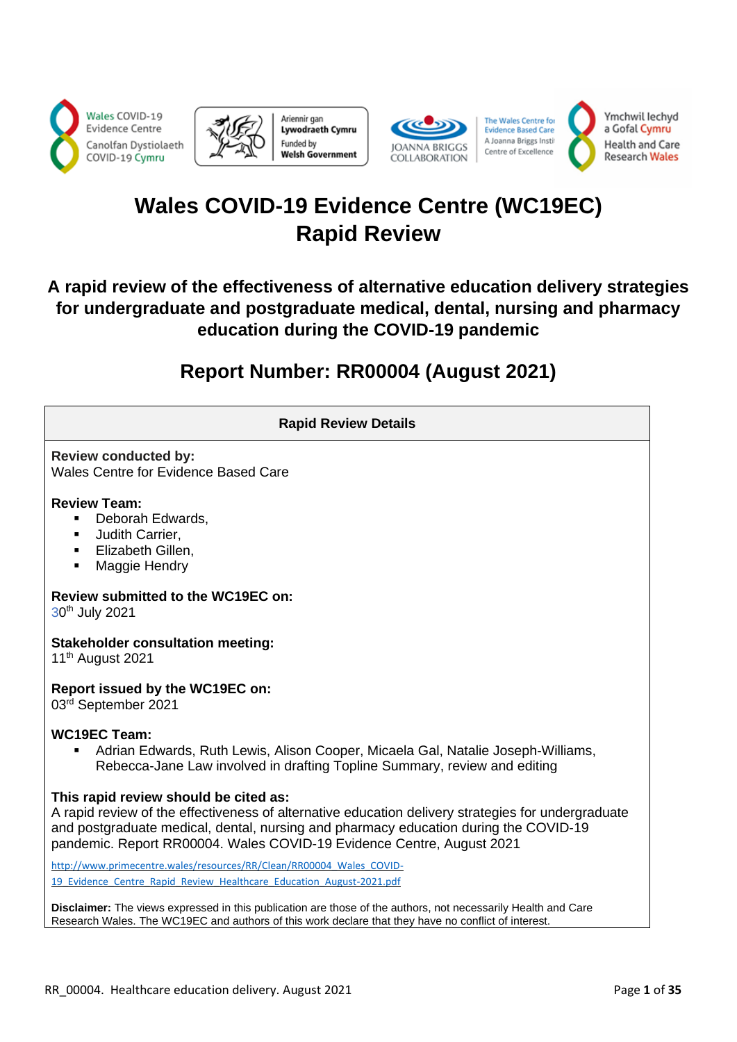Wales COVID-19 Evidence Centre
Canolfan Dystiolaeth COVID-19 Cymru

Ariennir gan Lywodraeth Cymru
Funded by Welsh Government

JOANNA BRIGGS COLLABORATION

The Wales Centre for Evidence Based Care
A Joanna Briggs Institute Centre of Excellence

Ymchwil Iechyd a Gofal Cymru
Health and Care Research Wales

# Wales COVID-19 Evidence Centre (WC19EC) Rapid Review

## A rapid review of the effectiveness of alternative education delivery strategies for undergraduate and postgraduate medical, dental, nursing and pharmacy education during the COVID-19 pandemic

## Report Number: RR00004 (August 2021)

| Rapid Review Details |
| --- |
| **Review conducted by:**<br>Wales Centre for Evidence Based Care<br><br>**Review Team:**<br>▪ Deborah Edwards,<br>▪ Judith Carrier,<br>▪ Elizabeth Gillen,<br>▪ Maggie Hendry<br><br>**Review submitted to the WC19EC on:**<br>30th July 2021<br><br>**Stakeholder consultation meeting:**<br>11th August 2021<br><br>**Report issued by the WC19EC on:**<br>03rd September 2021<br><br>**WC19EC Team:**<br>▪ Adrian Edwards, Ruth Lewis, Alison Cooper, Micaela Gal, Natalie Joseph-Williams, Rebecca-Jane Law involved in drafting Topline Summary, review and editing<br><br>**This rapid review should be cited as:**<br>A rapid review of the effectiveness of alternative education delivery strategies for undergraduate and postgraduate medical, dental, nursing and pharmacy education during the COVID-19 pandemic. Report RR00004. Wales COVID-19 Evidence Centre, August 2021<br><br>http://www.primecentre.wales/resources/RR/Clean/RR00004_Wales_COVID-19_Evidence_Centre_Rapid_Review_Healthcare_Education_August-2021.pdf<br><br>**Disclaimer:** The views expressed in this publication are those of the authors, not necessarily Health and Care Research Wales. The WC19EC and authors of this work declare that they have no conflict of interest. |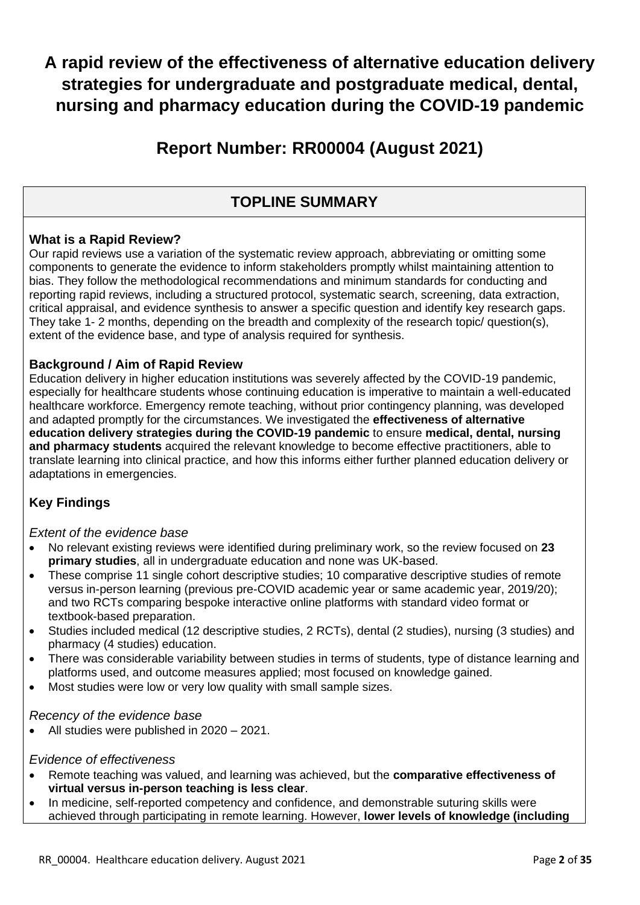# A rapid review of the effectiveness of alternative education delivery strategies for undergraduate and postgraduate medical, dental, nursing and pharmacy education during the COVID-19 pandemic

## Report Number: RR00004 (August 2021)

## TOPLINE SUMMARY

### What is a Rapid Review?

Our rapid reviews use a variation of the systematic review approach, abbreviating or omitting some components to generate the evidence to inform stakeholders promptly whilst maintaining attention to bias. They follow the methodological recommendations and minimum standards for conducting and reporting rapid reviews, including a structured protocol, systematic search, screening, data extraction, critical appraisal, and evidence synthesis to answer a specific question and identify key research gaps. They take 1- 2 months, depending on the breadth and complexity of the research topic/ question(s), extent of the evidence base, and type of analysis required for synthesis.

### Background / Aim of Rapid Review

Education delivery in higher education institutions was severely affected by the COVID-19 pandemic, especially for healthcare students whose continuing education is imperative to maintain a well-educated healthcare workforce. Emergency remote teaching, without prior contingency planning, was developed and adapted promptly for the circumstances. We investigated the **effectiveness of alternative education delivery strategies during the COVID-19 pandemic** to ensure **medical, dental, nursing and pharmacy students** acquired the relevant knowledge to become effective practitioners, able to translate learning into clinical practice, and how this informs either further planned education delivery or adaptations in emergencies.

### Key Findings

*Extent of the evidence base*

- No relevant existing reviews were identified during preliminary work, so the review focused on **23 primary studies**, all in undergraduate education and none was UK-based.
- These comprise 11 single cohort descriptive studies; 10 comparative descriptive studies of remote versus in-person learning (previous pre-COVID academic year or same academic year, 2019/20); and two RCTs comparing bespoke interactive online platforms with standard video format or textbook-based preparation.
- Studies included medical (12 descriptive studies, 2 RCTs), dental (2 studies), nursing (3 studies) and pharmacy (4 studies) education.
- There was considerable variability between studies in terms of students, type of distance learning and platforms used, and outcome measures applied; most focused on knowledge gained.
- Most studies were low or very low quality with small sample sizes.

*Recency of the evidence base*

- All studies were published in 2020 – 2021.

*Evidence of effectiveness*

- Remote teaching was valued, and learning was achieved, but the **comparative effectiveness of virtual versus in-person teaching is less clear**.
- In medicine, self-reported competency and confidence, and demonstrable suturing skills were achieved through participating in remote learning. However, **lower levels of knowledge (including**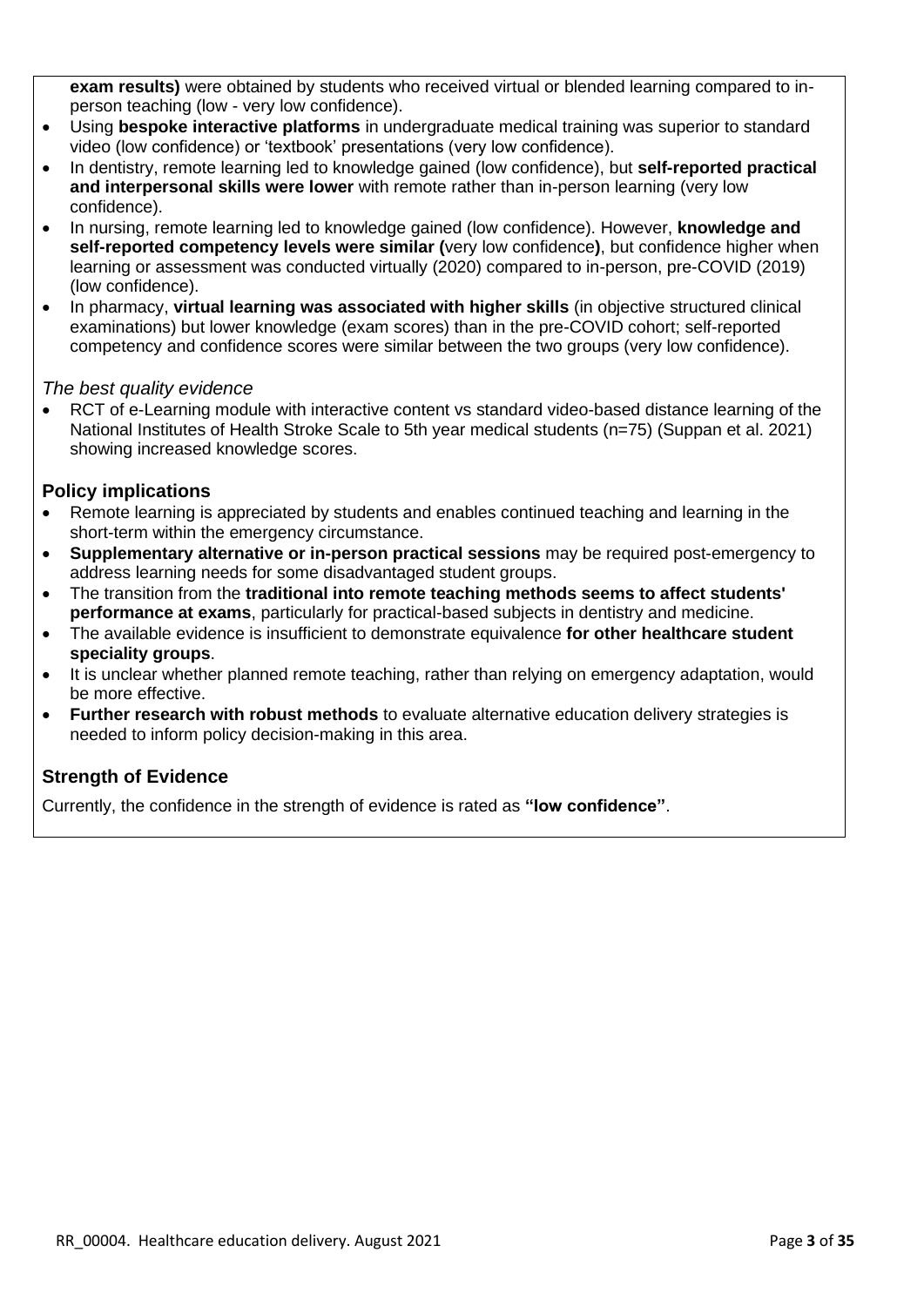**exam results)** were obtained by students who received virtual or blended learning compared to in-person teaching (low - very low confidence).

- Using **bespoke interactive platforms** in undergraduate medical training was superior to standard video (low confidence) or 'textbook' presentations (very low confidence).
- In dentistry, remote learning led to knowledge gained (low confidence), but **self-reported practical and interpersonal skills were lower** with remote rather than in-person learning (very low confidence).
- In nursing, remote learning led to knowledge gained (low confidence). However, **knowledge and self-reported competency levels were similar (**very low confidence**)**, but confidence higher when learning or assessment was conducted virtually (2020) compared to in-person, pre-COVID (2019) (low confidence).
- In pharmacy, **virtual learning was associated with higher skills** (in objective structured clinical examinations) but lower knowledge (exam scores) than in the pre-COVID cohort; self-reported competency and confidence scores were similar between the two groups (very low confidence).

*The best quality evidence*

- RCT of e-Learning module with interactive content vs standard video-based distance learning of the National Institutes of Health Stroke Scale to 5th year medical students (n=75) (Suppan et al. 2021) showing increased knowledge scores.

## Policy implications

- Remote learning is appreciated by students and enables continued teaching and learning in the short-term within the emergency circumstance.
- **Supplementary alternative or in-person practical sessions** may be required post-emergency to address learning needs for some disadvantaged student groups.
- The transition from the **traditional into remote teaching methods seems to affect students' performance at exams**, particularly for practical-based subjects in dentistry and medicine.
- The available evidence is insufficient to demonstrate equivalence **for other healthcare student speciality groups**.
- It is unclear whether planned remote teaching, rather than relying on emergency adaptation, would be more effective.
- **Further research with robust methods** to evaluate alternative education delivery strategies is needed to inform policy decision-making in this area.

## Strength of Evidence

Currently, the confidence in the strength of evidence is rated as **"low confidence"**.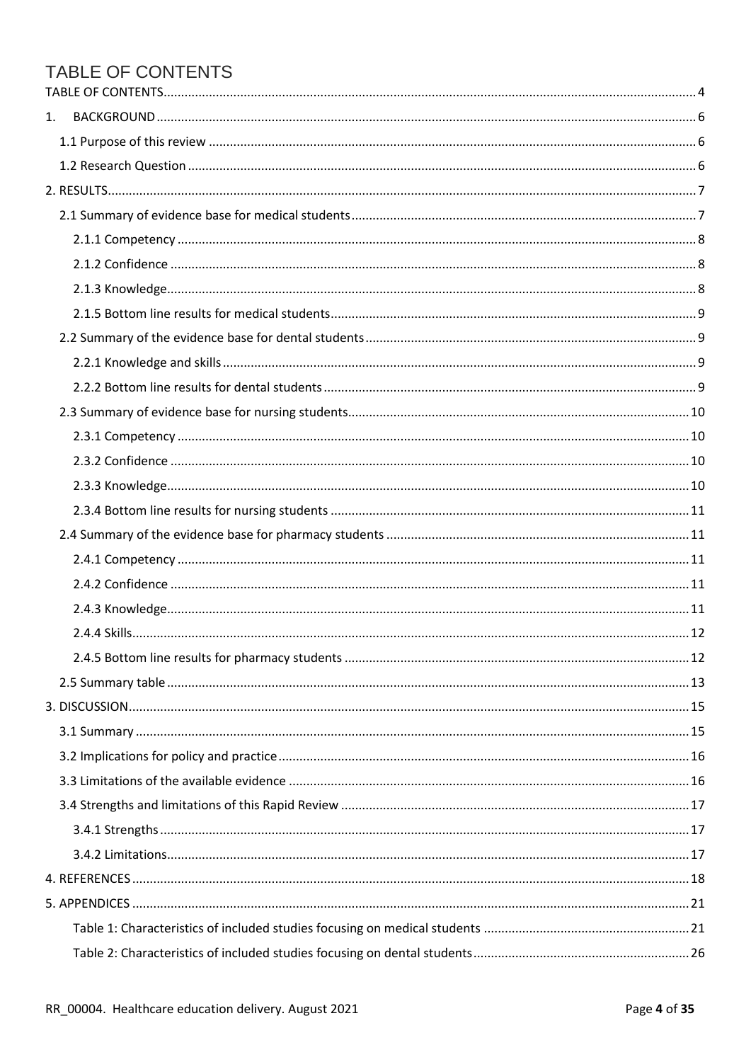# TABLE OF CONTENTS

TABLE OF CONTENTS .......... 4

1. BACKGROUND .......... 6
   - 1.1 Purpose of this review .......... 6
   - 1.2 Research Question .......... 6
2. RESULTS .......... 7
   - 2.1 Summary of evidence base for medical students .......... 7
     - 2.1.1 Competency .......... 8
     - 2.1.2 Confidence .......... 8
     - 2.1.3 Knowledge .......... 8
     - 2.1.5 Bottom line results for medical students .......... 9
   - 2.2 Summary of the evidence base for dental students .......... 9
     - 2.2.1 Knowledge and skills .......... 9
     - 2.2.2 Bottom line results for dental students .......... 9
   - 2.3 Summary of evidence base for nursing students .......... 10
     - 2.3.1 Competency .......... 10
     - 2.3.2 Confidence .......... 10
     - 2.3.3 Knowledge .......... 10
     - 2.3.4 Bottom line results for nursing students .......... 11
   - 2.4 Summary of the evidence base for pharmacy students .......... 11
     - 2.4.1 Competency .......... 11
     - 2.4.2 Confidence .......... 11
     - 2.4.3 Knowledge .......... 11
     - 2.4.4 Skills .......... 12
     - 2.4.5 Bottom line results for pharmacy students .......... 12
   - 2.5 Summary table .......... 13
3. DISCUSSION .......... 15
   - 3.1 Summary .......... 15
   - 3.2 Implications for policy and practice .......... 16
   - 3.3 Limitations of the available evidence .......... 16
   - 3.4 Strengths and limitations of this Rapid Review .......... 17
     - 3.4.1 Strengths .......... 17
     - 3.4.2 Limitations .......... 17
4. REFERENCES .......... 18
5. APPENDICES .......... 21
   - Table 1: Characteristics of included studies focusing on medical students .......... 21
   - Table 2: Characteristics of included studies focusing on dental students .......... 26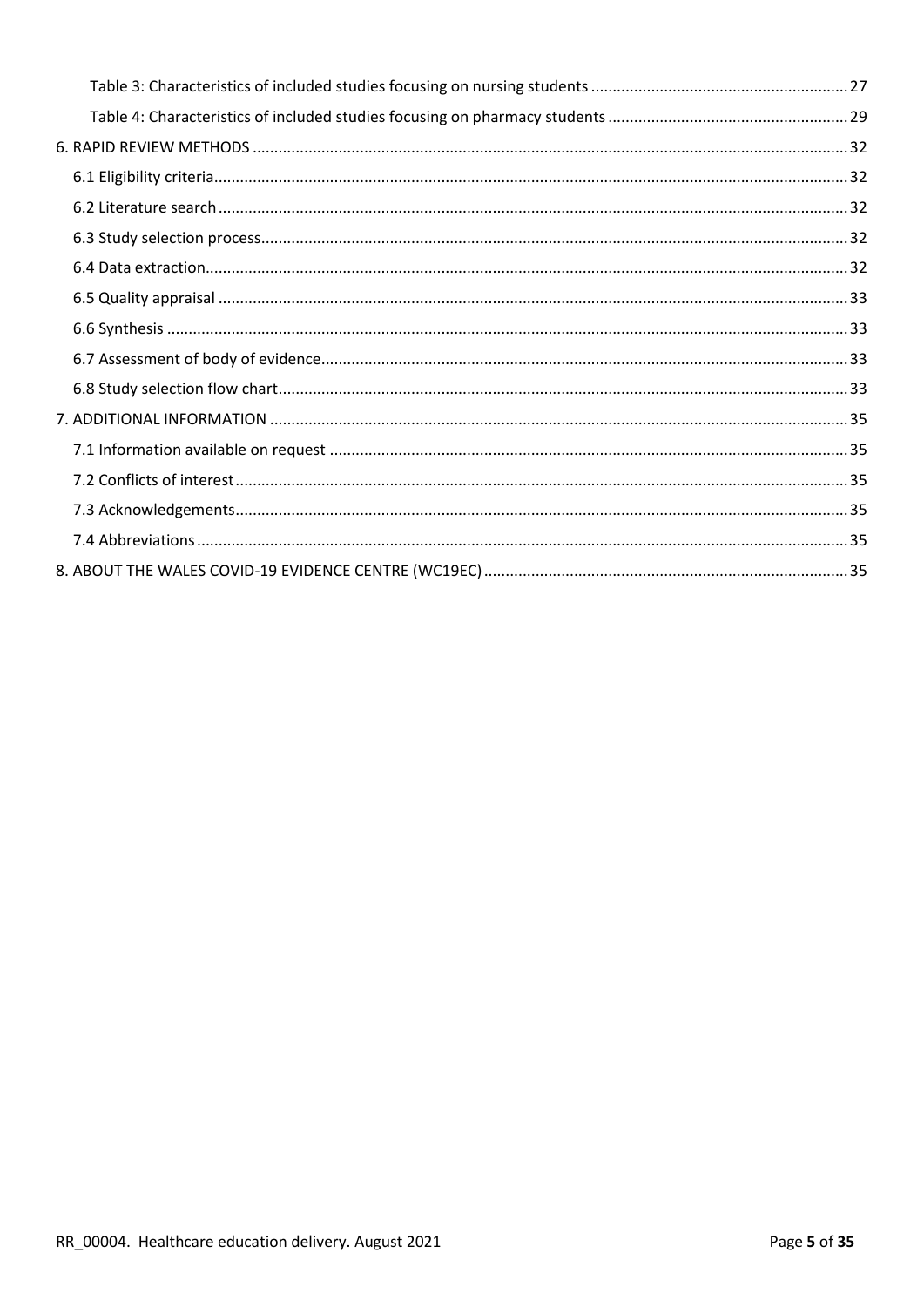Table 3: Characteristics of included studies focusing on nursing students ... 27

Table 4: Characteristics of included studies focusing on pharmacy students ... 29

6. RAPID REVIEW METHODS ... 32

6.1 Eligibility criteria ... 32

6.2 Literature search ... 32

6.3 Study selection process ... 32

6.4 Data extraction ... 32

6.5 Quality appraisal ... 33

6.6 Synthesis ... 33

6.7 Assessment of body of evidence ... 33

6.8 Study selection flow chart ... 33

7. ADDITIONAL INFORMATION ... 35

7.1 Information available on request ... 35

7.2 Conflicts of interest ... 35

7.3 Acknowledgements ... 35

7.4 Abbreviations ... 35

8. ABOUT THE WALES COVID-19 EVIDENCE CENTRE (WC19EC) ... 35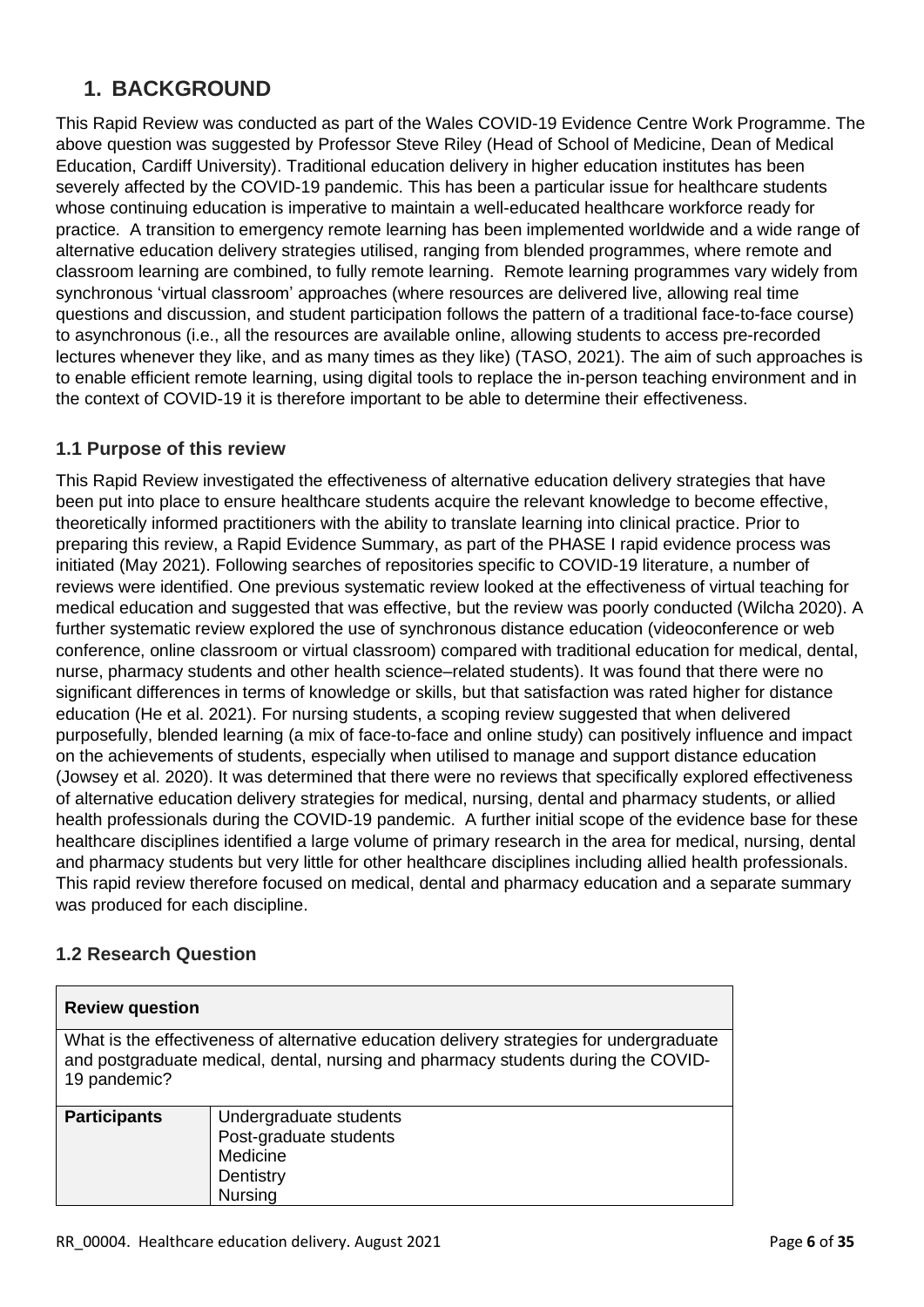# 1. BACKGROUND

This Rapid Review was conducted as part of the Wales COVID-19 Evidence Centre Work Programme. The above question was suggested by Professor Steve Riley (Head of School of Medicine, Dean of Medical Education, Cardiff University). Traditional education delivery in higher education institutes has been severely affected by the COVID-19 pandemic. This has been a particular issue for healthcare students whose continuing education is imperative to maintain a well-educated healthcare workforce ready for practice. A transition to emergency remote learning has been implemented worldwide and a wide range of alternative education delivery strategies utilised, ranging from blended programmes, where remote and classroom learning are combined, to fully remote learning. Remote learning programmes vary widely from synchronous 'virtual classroom' approaches (where resources are delivered live, allowing real time questions and discussion, and student participation follows the pattern of a traditional face-to-face course) to asynchronous (i.e., all the resources are available online, allowing students to access pre-recorded lectures whenever they like, and as many times as they like) (TASO, 2021). The aim of such approaches is to enable efficient remote learning, using digital tools to replace the in-person teaching environment and in the context of COVID-19 it is therefore important to be able to determine their effectiveness.

## 1.1 Purpose of this review

This Rapid Review investigated the effectiveness of alternative education delivery strategies that have been put into place to ensure healthcare students acquire the relevant knowledge to become effective, theoretically informed practitioners with the ability to translate learning into clinical practice. Prior to preparing this review, a Rapid Evidence Summary, as part of the PHASE I rapid evidence process was initiated (May 2021). Following searches of repositories specific to COVID-19 literature, a number of reviews were identified. One previous systematic review looked at the effectiveness of virtual teaching for medical education and suggested that was effective, but the review was poorly conducted (Wilcha 2020). A further systematic review explored the use of synchronous distance education (videoconference or web conference, online classroom or virtual classroom) compared with traditional education for medical, dental, nurse, pharmacy students and other health science–related students). It was found that there were no significant differences in terms of knowledge or skills, but that satisfaction was rated higher for distance education (He et al. 2021). For nursing students, a scoping review suggested that when delivered purposefully, blended learning (a mix of face-to-face and online study) can positively influence and impact on the achievements of students, especially when utilised to manage and support distance education (Jowsey et al. 2020). It was determined that there were no reviews that specifically explored effectiveness of alternative education delivery strategies for medical, nursing, dental and pharmacy students, or allied health professionals during the COVID-19 pandemic. A further initial scope of the evidence base for these healthcare disciplines identified a large volume of primary research in the area for medical, nursing, dental and pharmacy students but very little for other healthcare disciplines including allied health professionals. This rapid review therefore focused on medical, dental and pharmacy education and a separate summary was produced for each discipline.

## 1.2 Research Question

| **Review question** | |
|---|---|
| What is the effectiveness of alternative education delivery strategies for undergraduate and postgraduate medical, dental, nursing and pharmacy students during the COVID-19 pandemic? | |
| **Participants** | Undergraduate students<br>Post-graduate students<br>Medicine<br>Dentistry<br>Nursing |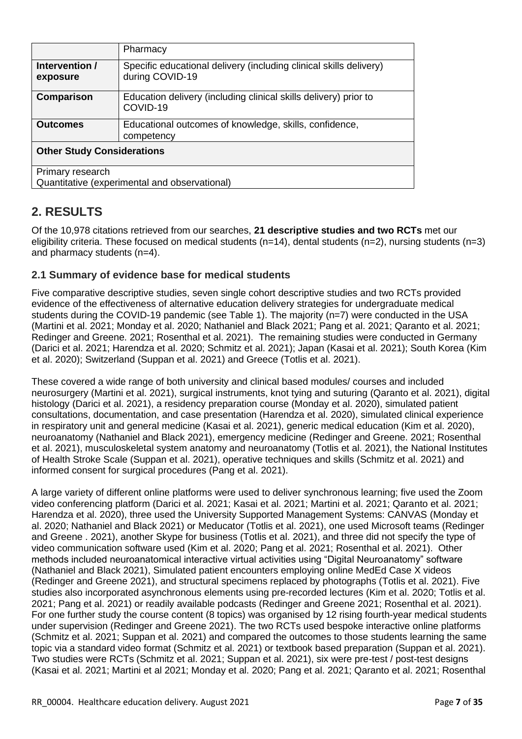| | Pharmacy |
|---|---|
| **Intervention / exposure** | Specific educational delivery (including clinical skills delivery) during COVID-19 |
| **Comparison** | Education delivery (including clinical skills delivery) prior to COVID-19 |
| **Outcomes** | Educational outcomes of knowledge, skills, confidence, competency |
| **Other Study Considerations** | |
| Primary research<br>Quantitative (experimental and observational) | |

## 2. RESULTS

Of the 10,978 citations retrieved from our searches, **21 descriptive studies and two RCTs** met our eligibility criteria. These focused on medical students (n=14), dental students (n=2), nursing students (n=3) and pharmacy students (n=4).

### 2.1 Summary of evidence base for medical students

Five comparative descriptive studies, seven single cohort descriptive studies and two RCTs provided evidence of the effectiveness of alternative education delivery strategies for undergraduate medical students during the COVID-19 pandemic (see Table 1). The majority (n=7) were conducted in the USA (Martini et al. 2021; Monday et al. 2020; Nathaniel and Black 2021; Pang et al. 2021; Qaranto et al. 2021; Redinger and Greene. 2021; Rosenthal et al. 2021). The remaining studies were conducted in Germany (Darici et al. 2021; Harendza et al. 2020; Schmitz et al. 2021); Japan (Kasai et al. 2021); South Korea (Kim et al. 2020); Switzerland (Suppan et al. 2021) and Greece (Totlis et al. 2021).

These covered a wide range of both university and clinical based modules/ courses and included neurosurgery (Martini et al. 2021), surgical instruments, knot tying and suturing (Qaranto et al. 2021), digital histology (Darici et al. 2021), a residency preparation course (Monday et al. 2020), simulated patient consultations, documentation, and case presentation (Harendza et al. 2020), simulated clinical experience in respiratory unit and general medicine (Kasai et al. 2021), generic medical education (Kim et al. 2020), neuroanatomy (Nathaniel and Black 2021), emergency medicine (Redinger and Greene. 2021; Rosenthal et al. 2021), musculoskeletal system anatomy and neuroanatomy (Totlis et al. 2021), the National Institutes of Health Stroke Scale (Suppan et al. 2021), operative techniques and skills (Schmitz et al. 2021) and informed consent for surgical procedures (Pang et al. 2021).

A large variety of different online platforms were used to deliver synchronous learning; five used the Zoom video conferencing platform (Darici et al. 2021; Kasai et al. 2021; Martini et al. 2021; Qaranto et al. 2021; Harendza et al. 2020), three used the University Supported Management Systems: CANVAS (Monday et al. 2020; Nathaniel and Black 2021) or Meducator (Totlis et al. 2021), one used Microsoft teams (Redinger and Greene . 2021), another Skype for business (Totlis et al. 2021), and three did not specify the type of video communication software used (Kim et al. 2020; Pang et al. 2021; Rosenthal et al. 2021). Other methods included neuroanatomical interactive virtual activities using "Digital Neuroanatomy" software (Nathaniel and Black 2021), Simulated patient encounters employing online MedEd Case X videos (Redinger and Greene 2021), and structural specimens replaced by photographs (Totlis et al. 2021). Five studies also incorporated asynchronous elements using pre-recorded lectures (Kim et al. 2020; Totlis et al. 2021; Pang et al. 2021) or readily available podcasts (Redinger and Greene 2021; Rosenthal et al. 2021). For one further study the course content (8 topics) was organised by 12 rising fourth-year medical students under supervision (Redinger and Greene 2021). The two RCTs used bespoke interactive online platforms (Schmitz et al. 2021; Suppan et al. 2021) and compared the outcomes to those students learning the same topic via a standard video format (Schmitz et al. 2021) or textbook based preparation (Suppan et al. 2021). Two studies were RCTs (Schmitz et al. 2021; Suppan et al. 2021), six were pre-test / post-test designs (Kasai et al. 2021; Martini et al 2021; Monday et al. 2020; Pang et al. 2021; Qaranto et al. 2021; Rosenthal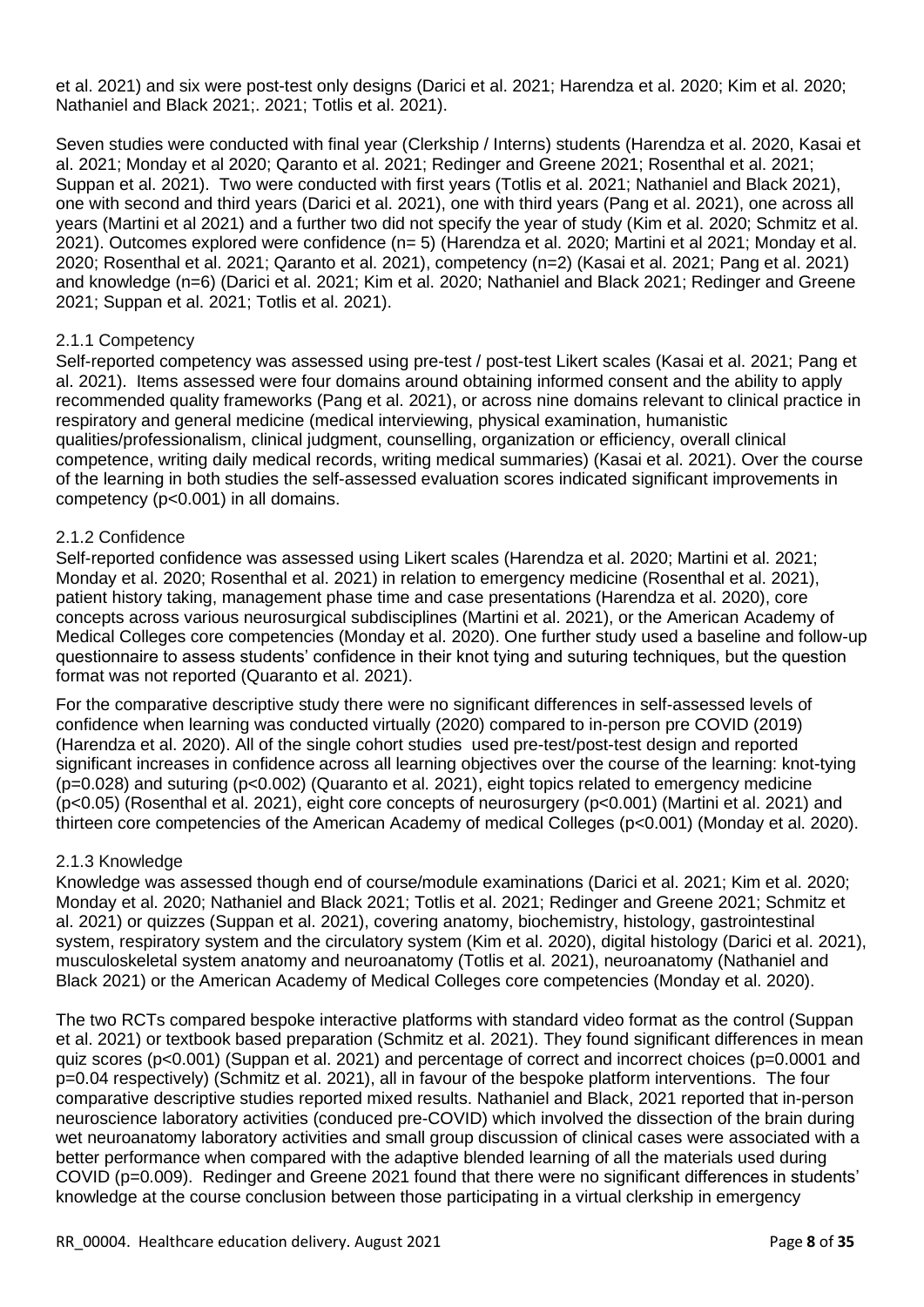et al. 2021) and six were post-test only designs (Darici et al. 2021; Harendza et al. 2020; Kim et al. 2020; Nathaniel and Black 2021;. 2021; Totlis et al. 2021).

Seven studies were conducted with final year (Clerkship / Interns) students (Harendza et al. 2020, Kasai et al. 2021; Monday et al 2020; Qaranto et al. 2021; Redinger and Greene 2021; Rosenthal et al. 2021; Suppan et al. 2021). Two were conducted with first years (Totlis et al. 2021; Nathaniel and Black 2021), one with second and third years (Darici et al. 2021), one with third years (Pang et al. 2021), one across all years (Martini et al 2021) and a further two did not specify the year of study (Kim et al. 2020; Schmitz et al. 2021). Outcomes explored were confidence (n= 5) (Harendza et al. 2020; Martini et al 2021; Monday et al. 2020; Rosenthal et al. 2021; Qaranto et al. 2021), competency (n=2) (Kasai et al. 2021; Pang et al. 2021) and knowledge (n=6) (Darici et al. 2021; Kim et al. 2020; Nathaniel and Black 2021; Redinger and Greene 2021; Suppan et al. 2021; Totlis et al. 2021).

### 2.1.1 Competency

Self-reported competency was assessed using pre-test / post-test Likert scales (Kasai et al. 2021; Pang et al. 2021). Items assessed were four domains around obtaining informed consent and the ability to apply recommended quality frameworks (Pang et al. 2021), or across nine domains relevant to clinical practice in respiratory and general medicine (medical interviewing, physical examination, humanistic qualities/professionalism, clinical judgment, counselling, organization or efficiency, overall clinical competence, writing daily medical records, writing medical summaries) (Kasai et al. 2021). Over the course of the learning in both studies the self-assessed evaluation scores indicated significant improvements in competency ($p<0.001$) in all domains.

### 2.1.2 Confidence

Self-reported confidence was assessed using Likert scales (Harendza et al. 2020; Martini et al. 2021; Monday et al. 2020; Rosenthal et al. 2021) in relation to emergency medicine (Rosenthal et al. 2021), patient history taking, management phase time and case presentations (Harendza et al. 2020), core concepts across various neurosurgical subdisciplines (Martini et al. 2021), or the American Academy of Medical Colleges core competencies (Monday et al. 2020). One further study used a baseline and follow-up questionnaire to assess students' confidence in their knot tying and suturing techniques, but the question format was not reported (Quaranto et al. 2021).

For the comparative descriptive study there were no significant differences in self-assessed levels of confidence when learning was conducted virtually (2020) compared to in-person pre COVID (2019) (Harendza et al. 2020). All of the single cohort studies used pre-test/post-test design and reported significant increases in confidence across all learning objectives over the course of the learning: knot-tying ($p=0.028$) and suturing ($p<0.002$) (Quaranto et al. 2021), eight topics related to emergency medicine ($p<0.05$) (Rosenthal et al. 2021), eight core concepts of neurosurgery ($p<0.001$) (Martini et al. 2021) and thirteen core competencies of the American Academy of medical Colleges ($p<0.001$) (Monday et al. 2020).

### 2.1.3 Knowledge

Knowledge was assessed though end of course/module examinations (Darici et al. 2021; Kim et al. 2020; Monday et al. 2020; Nathaniel and Black 2021; Totlis et al. 2021; Redinger and Greene 2021; Schmitz et al. 2021) or quizzes (Suppan et al. 2021), covering anatomy, biochemistry, histology, gastrointestinal system, respiratory system and the circulatory system (Kim et al. 2020), digital histology (Darici et al. 2021), musculoskeletal system anatomy and neuroanatomy (Totlis et al. 2021), neuroanatomy (Nathaniel and Black 2021) or the American Academy of Medical Colleges core competencies (Monday et al. 2020).

The two RCTs compared bespoke interactive platforms with standard video format as the control (Suppan et al. 2021) or textbook based preparation (Schmitz et al. 2021). They found significant differences in mean quiz scores ($p<0.001$) (Suppan et al. 2021) and percentage of correct and incorrect choices ($p=0.0001$ and $p=0.04$ respectively) (Schmitz et al. 2021), all in favour of the bespoke platform interventions. The four comparative descriptive studies reported mixed results. Nathaniel and Black, 2021 reported that in-person neuroscience laboratory activities (conduced pre-COVID) which involved the dissection of the brain during wet neuroanatomy laboratory activities and small group discussion of clinical cases were associated with a better performance when compared with the adaptive blended learning of all the materials used during COVID ($p=0.009$). Redinger and Greene 2021 found that there were no significant differences in students' knowledge at the course conclusion between those participating in a virtual clerkship in emergency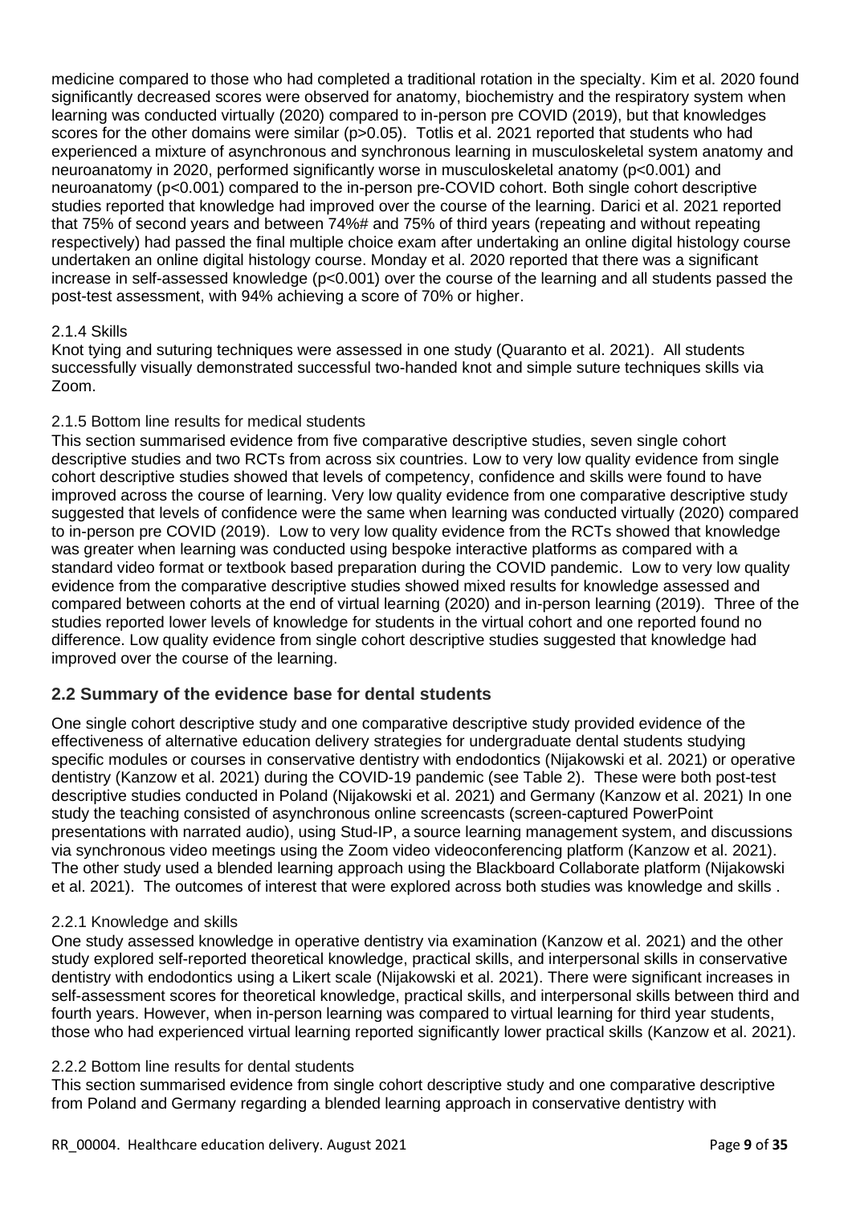medicine compared to those who had completed a traditional rotation in the specialty. Kim et al. 2020 found significantly decreased scores were observed for anatomy, biochemistry and the respiratory system when learning was conducted virtually (2020) compared to in-person pre COVID (2019), but that knowledges scores for the other domains were similar ($p>0.05$). Totlis et al. 2021 reported that students who had experienced a mixture of asynchronous and synchronous learning in musculoskeletal system anatomy and neuroanatomy in 2020, performed significantly worse in musculoskeletal anatomy ($p<0.001$) and neuroanatomy ($p<0.001$) compared to the in-person pre-COVID cohort. Both single cohort descriptive studies reported that knowledge had improved over the course of the learning. Darici et al. 2021 reported that 75% of second years and between 74%# and 75% of third years (repeating and without repeating respectively) had passed the final multiple choice exam after undertaking an online digital histology course undertaken an online digital histology course. Monday et al. 2020 reported that there was a significant increase in self-assessed knowledge ($p<0.001$) over the course of the learning and all students passed the post-test assessment, with 94% achieving a score of 70% or higher.

#### 2.1.4 Skills

Knot tying and suturing techniques were assessed in one study (Quaranto et al. 2021). All students successfully visually demonstrated successful two-handed knot and simple suture techniques skills via Zoom.

#### 2.1.5 Bottom line results for medical students

This section summarised evidence from five comparative descriptive studies, seven single cohort descriptive studies and two RCTs from across six countries. Low to very low quality evidence from single cohort descriptive studies showed that levels of competency, confidence and skills were found to have improved across the course of learning. Very low quality evidence from one comparative descriptive study suggested that levels of confidence were the same when learning was conducted virtually (2020) compared to in-person pre COVID (2019). Low to very low quality evidence from the RCTs showed that knowledge was greater when learning was conducted using bespoke interactive platforms as compared with a standard video format or textbook based preparation during the COVID pandemic. Low to very low quality evidence from the comparative descriptive studies showed mixed results for knowledge assessed and compared between cohorts at the end of virtual learning (2020) and in-person learning (2019). Three of the studies reported lower levels of knowledge for students in the virtual cohort and one reported found no difference. Low quality evidence from single cohort descriptive studies suggested that knowledge had improved over the course of the learning.

### 2.2 Summary of the evidence base for dental students

One single cohort descriptive study and one comparative descriptive study provided evidence of the effectiveness of alternative education delivery strategies for undergraduate dental students studying specific modules or courses in conservative dentistry with endodontics (Nijakowski et al. 2021) or operative dentistry (Kanzow et al. 2021) during the COVID-19 pandemic (see Table 2). These were both post-test descriptive studies conducted in Poland (Nijakowski et al. 2021) and Germany (Kanzow et al. 2021) In one study the teaching consisted of asynchronous online screencasts (screen-captured PowerPoint presentations with narrated audio), using Stud-IP, a source learning management system, and discussions via synchronous video meetings using the Zoom video videoconferencing platform (Kanzow et al. 2021). The other study used a blended learning approach using the Blackboard Collaborate platform (Nijakowski et al. 2021). The outcomes of interest that were explored across both studies was knowledge and skills .

#### 2.2.1 Knowledge and skills

One study assessed knowledge in operative dentistry via examination (Kanzow et al. 2021) and the other study explored self-reported theoretical knowledge, practical skills, and interpersonal skills in conservative dentistry with endodontics using a Likert scale (Nijakowski et al. 2021). There were significant increases in self-assessment scores for theoretical knowledge, practical skills, and interpersonal skills between third and fourth years. However, when in-person learning was compared to virtual learning for third year students, those who had experienced virtual learning reported significantly lower practical skills (Kanzow et al. 2021).

#### 2.2.2 Bottom line results for dental students

This section summarised evidence from single cohort descriptive study and one comparative descriptive from Poland and Germany regarding a blended learning approach in conservative dentistry with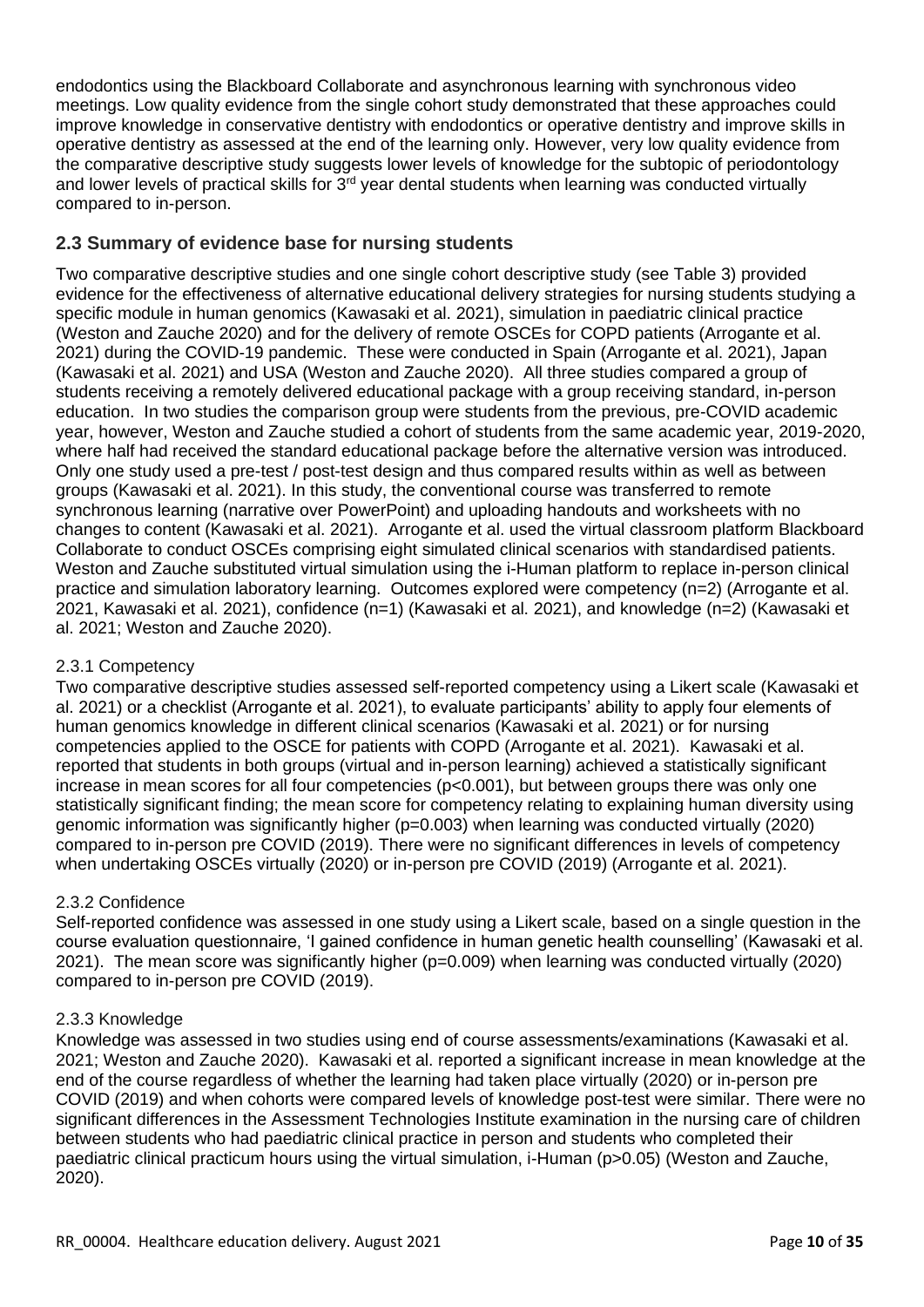endodontics using the Blackboard Collaborate and asynchronous learning with synchronous video meetings. Low quality evidence from the single cohort study demonstrated that these approaches could improve knowledge in conservative dentistry with endodontics or operative dentistry and improve skills in operative dentistry as assessed at the end of the learning only. However, very low quality evidence from the comparative descriptive study suggests lower levels of knowledge for the subtopic of periodontology and lower levels of practical skills for 3rd year dental students when learning was conducted virtually compared to in-person.

## 2.3 Summary of evidence base for nursing students

Two comparative descriptive studies and one single cohort descriptive study (see Table 3) provided evidence for the effectiveness of alternative educational delivery strategies for nursing students studying a specific module in human genomics (Kawasaki et al. 2021), simulation in paediatric clinical practice (Weston and Zauche 2020) and for the delivery of remote OSCEs for COPD patients (Arrogante et al. 2021) during the COVID-19 pandemic. These were conducted in Spain (Arrogante et al. 2021), Japan (Kawasaki et al. 2021) and USA (Weston and Zauche 2020). All three studies compared a group of students receiving a remotely delivered educational package with a group receiving standard, in-person education. In two studies the comparison group were students from the previous, pre-COVID academic year, however, Weston and Zauche studied a cohort of students from the same academic year, 2019-2020, where half had received the standard educational package before the alternative version was introduced. Only one study used a pre-test / post-test design and thus compared results within as well as between groups (Kawasaki et al. 2021). In this study, the conventional course was transferred to remote synchronous learning (narrative over PowerPoint) and uploading handouts and worksheets with no changes to content (Kawasaki et al. 2021). Arrogante et al. used the virtual classroom platform Blackboard Collaborate to conduct OSCEs comprising eight simulated clinical scenarios with standardised patients. Weston and Zauche substituted virtual simulation using the i-Human platform to replace in-person clinical practice and simulation laboratory learning. Outcomes explored were competency (n=2) (Arrogante et al. 2021, Kawasaki et al. 2021), confidence (n=1) (Kawasaki et al. 2021), and knowledge (n=2) (Kawasaki et al. 2021; Weston and Zauche 2020).

### 2.3.1 Competency

Two comparative descriptive studies assessed self-reported competency using a Likert scale (Kawasaki et al. 2021) or a checklist (Arrogante et al. 2021), to evaluate participants' ability to apply four elements of human genomics knowledge in different clinical scenarios (Kawasaki et al. 2021) or for nursing competencies applied to the OSCE for patients with COPD (Arrogante et al. 2021). Kawasaki et al. reported that students in both groups (virtual and in-person learning) achieved a statistically significant increase in mean scores for all four competencies ($p<0.001$), but between groups there was only one statistically significant finding; the mean score for competency relating to explaining human diversity using genomic information was significantly higher ($p=0.003$) when learning was conducted virtually (2020) compared to in-person pre COVID (2019). There were no significant differences in levels of competency when undertaking OSCEs virtually (2020) or in-person pre COVID (2019) (Arrogante et al. 2021).

### 2.3.2 Confidence

Self-reported confidence was assessed in one study using a Likert scale, based on a single question in the course evaluation questionnaire, 'I gained confidence in human genetic health counselling' (Kawasaki et al. 2021). The mean score was significantly higher ($p=0.009$) when learning was conducted virtually (2020) compared to in-person pre COVID (2019).

### 2.3.3 Knowledge

Knowledge was assessed in two studies using end of course assessments/examinations (Kawasaki et al. 2021; Weston and Zauche 2020). Kawasaki et al. reported a significant increase in mean knowledge at the end of the course regardless of whether the learning had taken place virtually (2020) or in-person pre COVID (2019) and when cohorts were compared levels of knowledge post-test were similar. There were no significant differences in the Assessment Technologies Institute examination in the nursing care of children between students who had paediatric clinical practice in person and students who completed their paediatric clinical practicum hours using the virtual simulation, i-Human ($p>0.05$) (Weston and Zauche, 2020).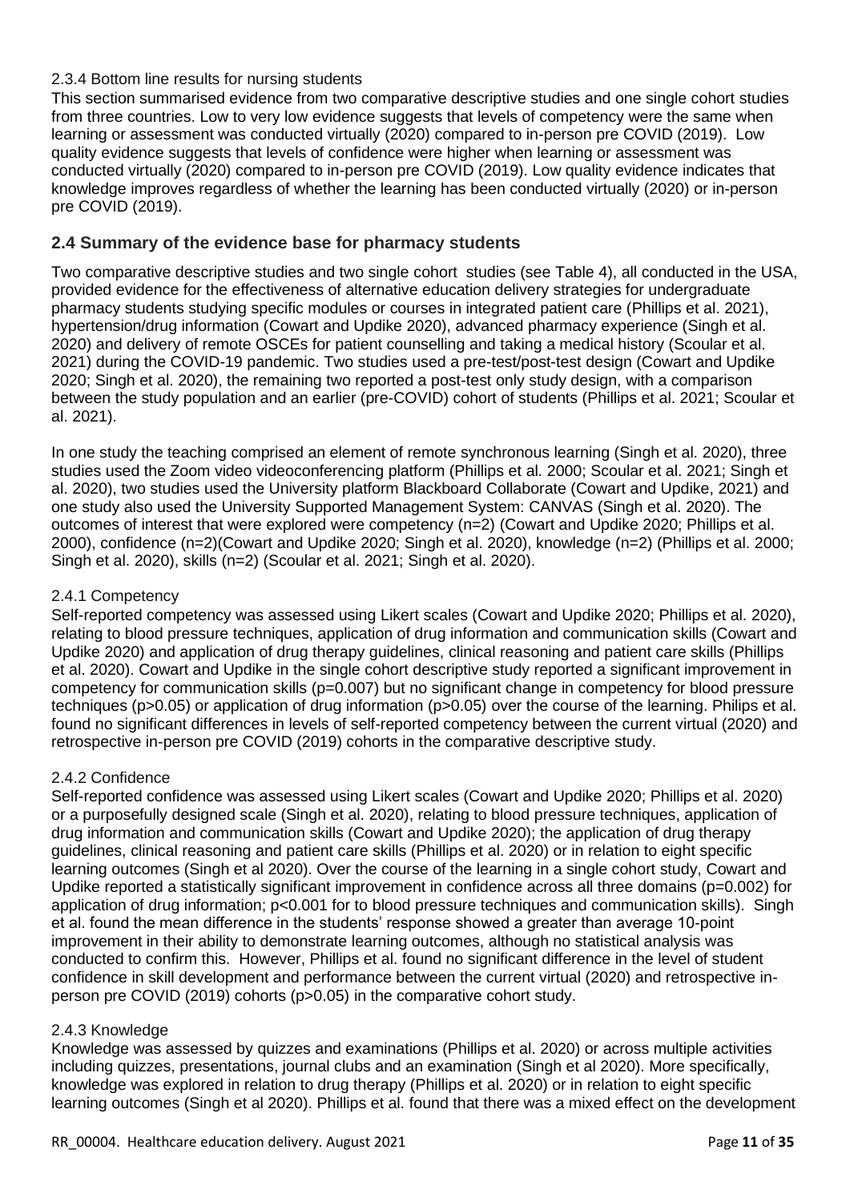### 2.3.4 Bottom line results for nursing students

This section summarised evidence from two comparative descriptive studies and one single cohort studies from three countries. Low to very low evidence suggests that levels of competency were the same when learning or assessment was conducted virtually (2020) compared to in-person pre COVID (2019). Low quality evidence suggests that levels of confidence were higher when learning or assessment was conducted virtually (2020) compared to in-person pre COVID (2019). Low quality evidence indicates that knowledge improves regardless of whether the learning has been conducted virtually (2020) or in-person pre COVID (2019).

## 2.4 Summary of the evidence base for pharmacy students

Two comparative descriptive studies and two single cohort studies (see Table 4), all conducted in the USA, provided evidence for the effectiveness of alternative education delivery strategies for undergraduate pharmacy students studying specific modules or courses in integrated patient care (Phillips et al. 2021), hypertension/drug information (Cowart and Updike 2020), advanced pharmacy experience (Singh et al. 2020) and delivery of remote OSCEs for patient counselling and taking a medical history (Scoular et al. 2021) during the COVID-19 pandemic. Two studies used a pre-test/post-test design (Cowart and Updike 2020; Singh et al. 2020), the remaining two reported a post-test only study design, with a comparison between the study population and an earlier (pre-COVID) cohort of students (Phillips et al. 2021; Scoular et al. 2021).

In one study the teaching comprised an element of remote synchronous learning (Singh et al. 2020), three studies used the Zoom video videoconferencing platform (Phillips et al. 2000; Scoular et al. 2021; Singh et al. 2020), two studies used the University platform Blackboard Collaborate (Cowart and Updike, 2021) and one study also used the University Supported Management System: CANVAS (Singh et al. 2020). The outcomes of interest that were explored were competency (n=2) (Cowart and Updike 2020; Phillips et al. 2000), confidence (n=2)(Cowart and Updike 2020; Singh et al. 2020), knowledge (n=2) (Phillips et al. 2000; Singh et al. 2020), skills (n=2) (Scoular et al. 2021; Singh et al. 2020).

### 2.4.1 Competency

Self-reported competency was assessed using Likert scales (Cowart and Updike 2020; Phillips et al. 2020), relating to blood pressure techniques, application of drug information and communication skills (Cowart and Updike 2020) and application of drug therapy guidelines, clinical reasoning and patient care skills (Phillips et al. 2020). Cowart and Updike in the single cohort descriptive study reported a significant improvement in competency for communication skills ($p=0.007$) but no significant change in competency for blood pressure techniques ($p>0.05$) or application of drug information ($p>0.05$) over the course of the learning. Philips et al. found no significant differences in levels of self-reported competency between the current virtual (2020) and retrospective in-person pre COVID (2019) cohorts in the comparative descriptive study.

### 2.4.2 Confidence

Self-reported confidence was assessed using Likert scales (Cowart and Updike 2020; Phillips et al. 2020) or a purposefully designed scale (Singh et al. 2020), relating to blood pressure techniques, application of drug information and communication skills (Cowart and Updike 2020); the application of drug therapy guidelines, clinical reasoning and patient care skills (Phillips et al. 2020) or in relation to eight specific learning outcomes (Singh et al 2020). Over the course of the learning in a single cohort study, Cowart and Updike reported a statistically significant improvement in confidence across all three domains ($p=0.002$) for application of drug information; $p<0.001$ for to blood pressure techniques and communication skills). Singh et al. found the mean difference in the students' response showed a greater than average 10-point improvement in their ability to demonstrate learning outcomes, although no statistical analysis was conducted to confirm this. However, Phillips et al. found no significant difference in the level of student confidence in skill development and performance between the current virtual (2020) and retrospective in-person pre COVID (2019) cohorts ($p>0.05$) in the comparative cohort study.

### 2.4.3 Knowledge

Knowledge was assessed by quizzes and examinations (Phillips et al. 2020) or across multiple activities including quizzes, presentations, journal clubs and an examination (Singh et al 2020). More specifically, knowledge was explored in relation to drug therapy (Phillips et al. 2020) or in relation to eight specific learning outcomes (Singh et al 2020). Phillips et al. found that there was a mixed effect on the development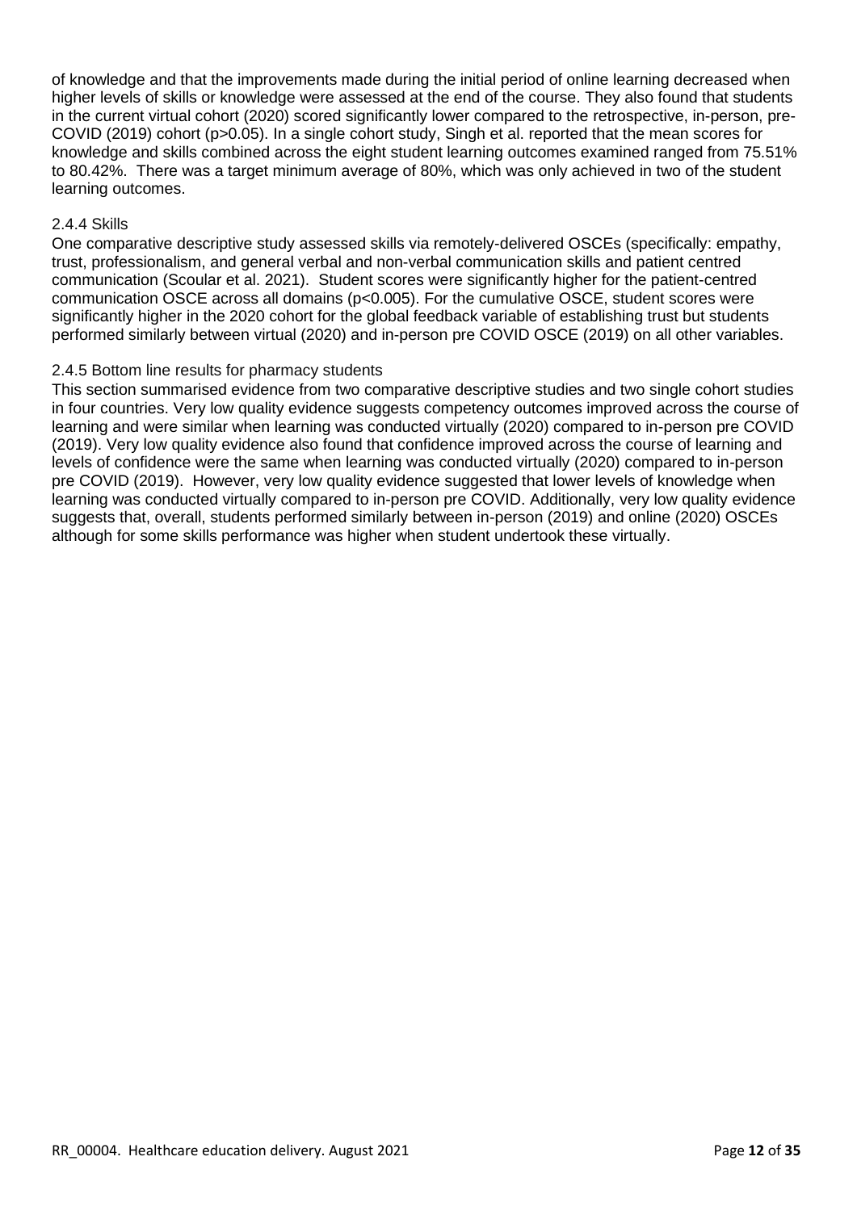of knowledge and that the improvements made during the initial period of online learning decreased when higher levels of skills or knowledge were assessed at the end of the course. They also found that students in the current virtual cohort (2020) scored significantly lower compared to the retrospective, in-person, pre-COVID (2019) cohort ($p>0.05$). In a single cohort study, Singh et al. reported that the mean scores for knowledge and skills combined across the eight student learning outcomes examined ranged from 75.51% to 80.42%. There was a target minimum average of 80%, which was only achieved in two of the student learning outcomes.

### 2.4.4 Skills

One comparative descriptive study assessed skills via remotely-delivered OSCEs (specifically: empathy, trust, professionalism, and general verbal and non-verbal communication skills and patient centred communication (Scoular et al. 2021). Student scores were significantly higher for the patient-centred communication OSCE across all domains ($p<0.005$). For the cumulative OSCE, student scores were significantly higher in the 2020 cohort for the global feedback variable of establishing trust but students performed similarly between virtual (2020) and in-person pre COVID OSCE (2019) on all other variables.

### 2.4.5 Bottom line results for pharmacy students

This section summarised evidence from two comparative descriptive studies and two single cohort studies in four countries. Very low quality evidence suggests competency outcomes improved across the course of learning and were similar when learning was conducted virtually (2020) compared to in-person pre COVID (2019). Very low quality evidence also found that confidence improved across the course of learning and levels of confidence were the same when learning was conducted virtually (2020) compared to in-person pre COVID (2019). However, very low quality evidence suggested that lower levels of knowledge when learning was conducted virtually compared to in-person pre COVID. Additionally, very low quality evidence suggests that, overall, students performed similarly between in-person (2019) and online (2020) OSCEs although for some skills performance was higher when student undertook these virtually.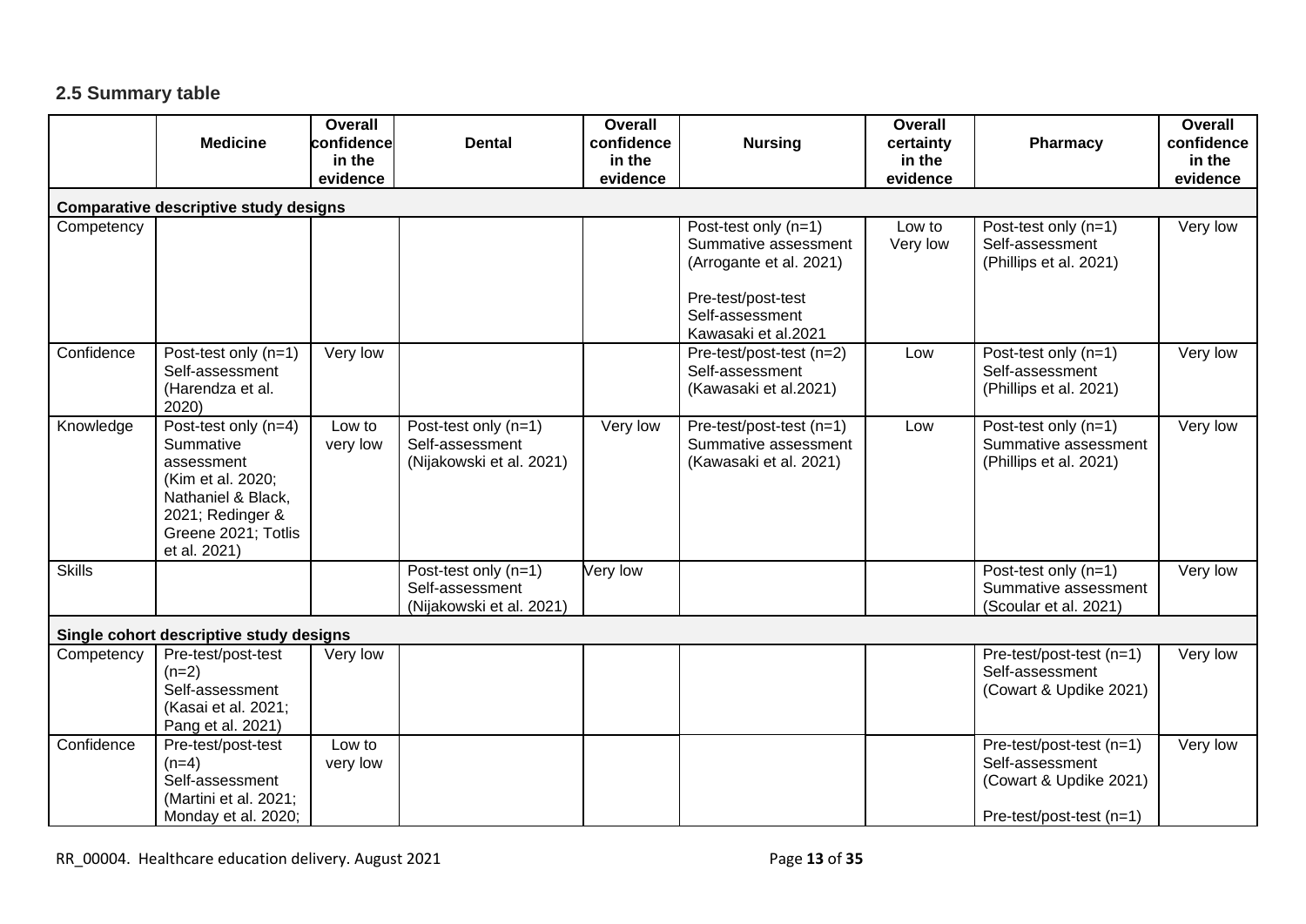### 2.5 Summary table

| | Medicine | Overall confidence in the evidence | Dental | Overall confidence in the evidence | Nursing | Overall certainty in the evidence | Pharmacy | Overall confidence in the evidence |
|---|---|---|---|---|---|---|---|---|
| **Comparative descriptive study designs** | | | | | | | | |
| Competency | | | | | Post-test only (n=1) Summative assessment (Arrogante et al. 2021)<br><br>Pre-test/post-test Self-assessment Kawasaki et al.2021 | Low to Very low | Post-test only (n=1) Self-assessment (Phillips et al. 2021) | Very low |
| Confidence | Post-test only (n=1) Self-assessment (Harendza et al. 2020) | Very low | | | Pre-test/post-test (n=2) Self-assessment (Kawasaki et al.2021) | Low | Post-test only (n=1) Self-assessment (Phillips et al. 2021) | Very low |
| Knowledge | Post-test only (n=4) Summative assessment (Kim et al. 2020; Nathaniel & Black, 2021; Redinger & Greene 2021; Totlis et al. 2021) | Low to very low | Post-test only (n=1) Self-assessment (Nijakowski et al. 2021) | Very low | Pre-test/post-test (n=1) Summative assessment (Kawasaki et al. 2021) | Low | Post-test only (n=1) Summative assessment (Phillips et al. 2021) | Very low |
| Skills | | | Post-test only (n=1) Self-assessment (Nijakowski et al. 2021) | Very low | | | Post-test only (n=1) Summative assessment (Scoular et al. 2021) | Very low |
| **Single cohort descriptive study designs** | | | | | | | | |
| Competency | Pre-test/post-test (n=2) Self-assessment (Kasai et al. 2021; Pang et al. 2021) | Very low | | | | | Pre-test/post-test (n=1) Self-assessment (Cowart & Updike 2021) | Very low |
| Confidence | Pre-test/post-test (n=4) Self-assessment (Martini et al. 2021; Monday et al. 2020; | Low to very low | | | | | Pre-test/post-test (n=1) Self-assessment (Cowart & Updike 2021)<br><br>Pre-test/post-test (n=1) | Very low |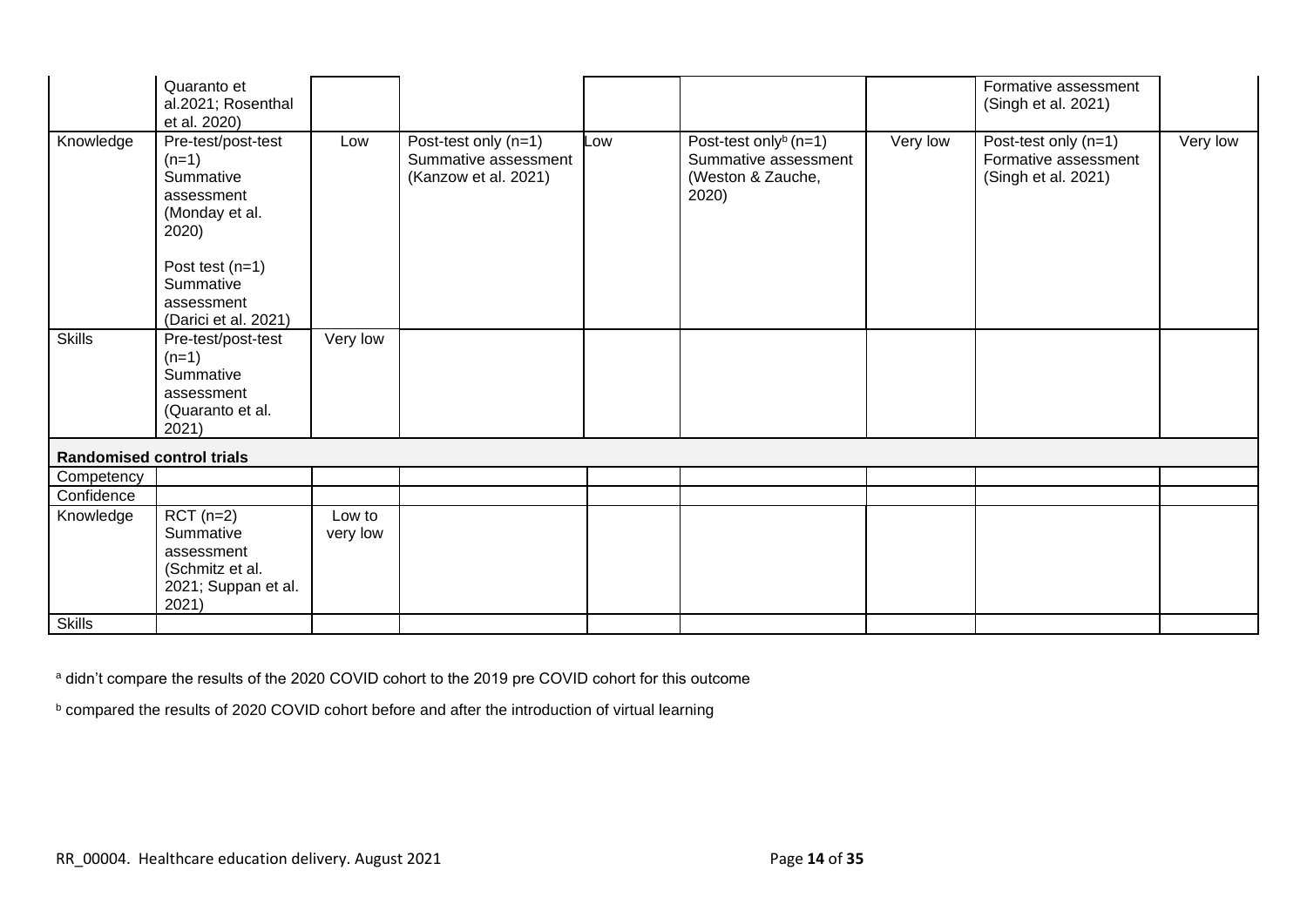| | | | | | | | | |
|---|---|---|---|---|---|---|---|---|
| | Quaranto et al.2021; Rosenthal et al. 2020) | | | | | | Formative assessment (Singh et al. 2021) | |
| Knowledge | Pre-test/post-test (n=1) Summative assessment (Monday et al. 2020)<br><br>Post test (n=1) Summative assessment (Darici et al. 2021) | Low | Post-test only (n=1) Summative assessment (Kanzow et al. 2021) | Low | Post-test only[b] (n=1) Summative assessment (Weston & Zauche, 2020) | Very low | Post-test only (n=1) Formative assessment (Singh et al. 2021) | Very low |
| Skills | Pre-test/post-test (n=1) Summative assessment (Quaranto et al. 2021) | Very low | | | | | | |
| **Randomised control trials** | | | | | | | | |
| Competency | | | | | | | | |
| Confidence | | | | | | | | |
| Knowledge | RCT (n=2) Summative assessment (Schmitz et al. 2021; Suppan et al. 2021) | Low to very low | | | | | | |
| Skills | | | | | | | | |

[a] didn't compare the results of the 2020 COVID cohort to the 2019 pre COVID cohort for this outcome

[b] compared the results of 2020 COVID cohort before and after the introduction of virtual learning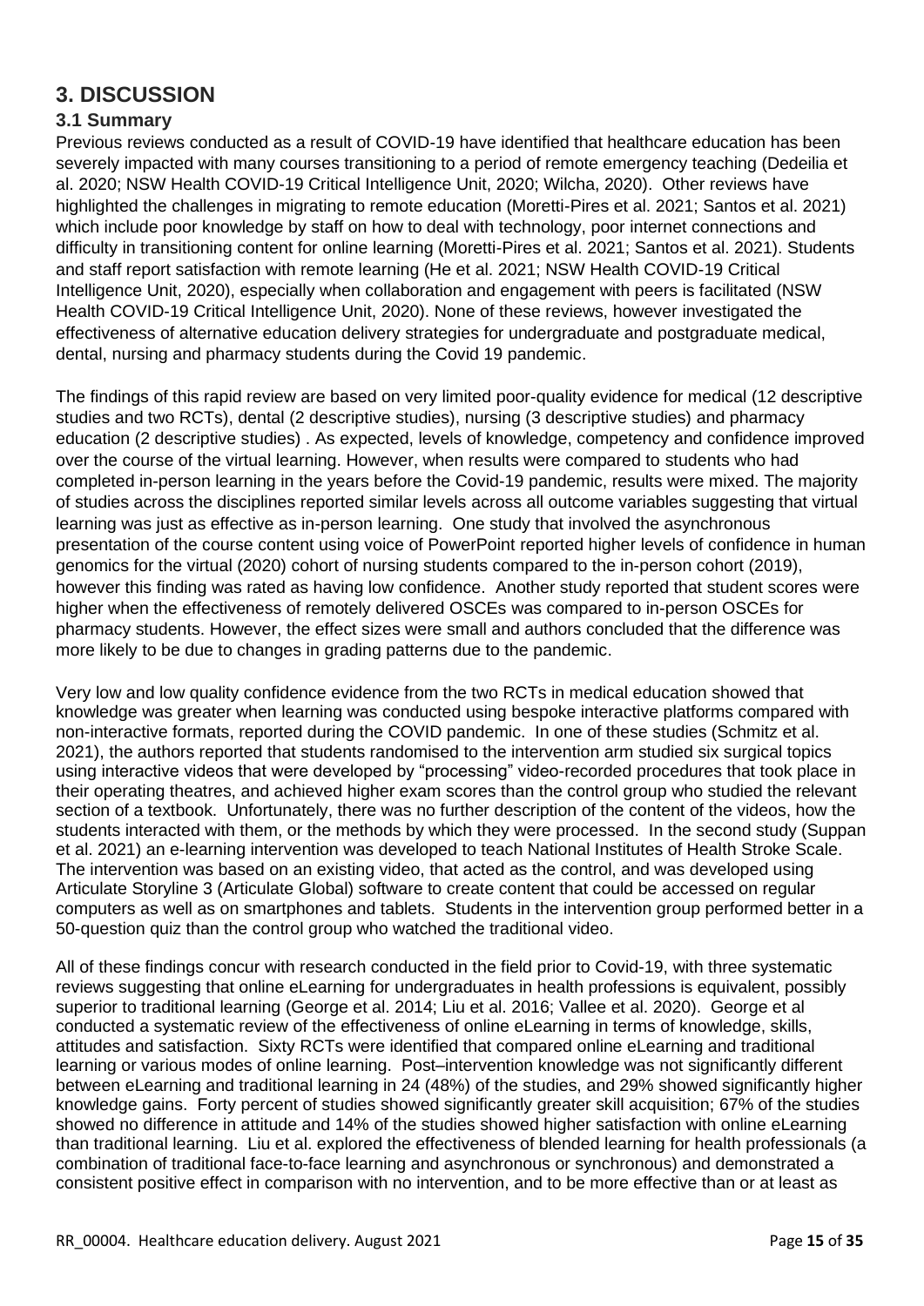# 3. DISCUSSION

## 3.1 Summary

Previous reviews conducted as a result of COVID-19 have identified that healthcare education has been severely impacted with many courses transitioning to a period of remote emergency teaching (Dedeilia et al. 2020; NSW Health COVID-19 Critical Intelligence Unit, 2020; Wilcha, 2020). Other reviews have highlighted the challenges in migrating to remote education (Moretti-Pires et al. 2021; Santos et al. 2021) which include poor knowledge by staff on how to deal with technology, poor internet connections and difficulty in transitioning content for online learning (Moretti-Pires et al. 2021; Santos et al. 2021). Students and staff report satisfaction with remote learning (He et al. 2021; NSW Health COVID-19 Critical Intelligence Unit, 2020), especially when collaboration and engagement with peers is facilitated (NSW Health COVID-19 Critical Intelligence Unit, 2020). None of these reviews, however investigated the effectiveness of alternative education delivery strategies for undergraduate and postgraduate medical, dental, nursing and pharmacy students during the Covid 19 pandemic.

The findings of this rapid review are based on very limited poor-quality evidence for medical (12 descriptive studies and two RCTs), dental (2 descriptive studies), nursing (3 descriptive studies) and pharmacy education (2 descriptive studies) . As expected, levels of knowledge, competency and confidence improved over the course of the virtual learning. However, when results were compared to students who had completed in-person learning in the years before the Covid-19 pandemic, results were mixed. The majority of studies across the disciplines reported similar levels across all outcome variables suggesting that virtual learning was just as effective as in-person learning. One study that involved the asynchronous presentation of the course content using voice of PowerPoint reported higher levels of confidence in human genomics for the virtual (2020) cohort of nursing students compared to the in-person cohort (2019), however this finding was rated as having low confidence. Another study reported that student scores were higher when the effectiveness of remotely delivered OSCEs was compared to in-person OSCEs for pharmacy students. However, the effect sizes were small and authors concluded that the difference was more likely to be due to changes in grading patterns due to the pandemic.

Very low and low quality confidence evidence from the two RCTs in medical education showed that knowledge was greater when learning was conducted using bespoke interactive platforms compared with non-interactive formats, reported during the COVID pandemic. In one of these studies (Schmitz et al. 2021), the authors reported that students randomised to the intervention arm studied six surgical topics using interactive videos that were developed by "processing" video-recorded procedures that took place in their operating theatres, and achieved higher exam scores than the control group who studied the relevant section of a textbook. Unfortunately, there was no further description of the content of the videos, how the students interacted with them, or the methods by which they were processed. In the second study (Suppan et al. 2021) an e-learning intervention was developed to teach National Institutes of Health Stroke Scale. The intervention was based on an existing video, that acted as the control, and was developed using Articulate Storyline 3 (Articulate Global) software to create content that could be accessed on regular computers as well as on smartphones and tablets. Students in the intervention group performed better in a 50-question quiz than the control group who watched the traditional video.

All of these findings concur with research conducted in the field prior to Covid-19, with three systematic reviews suggesting that online eLearning for undergraduates in health professions is equivalent, possibly superior to traditional learning (George et al. 2014; Liu et al. 2016; Vallee et al. 2020). George et al conducted a systematic review of the effectiveness of online eLearning in terms of knowledge, skills, attitudes and satisfaction. Sixty RCTs were identified that compared online eLearning and traditional learning or various modes of online learning. Post–intervention knowledge was not significantly different between eLearning and traditional learning in 24 (48%) of the studies, and 29% showed significantly higher knowledge gains. Forty percent of studies showed significantly greater skill acquisition; 67% of the studies showed no difference in attitude and 14% of the studies showed higher satisfaction with online eLearning than traditional learning. Liu et al. explored the effectiveness of blended learning for health professionals (a combination of traditional face-to-face learning and asynchronous or synchronous) and demonstrated a consistent positive effect in comparison with no intervention, and to be more effective than or at least as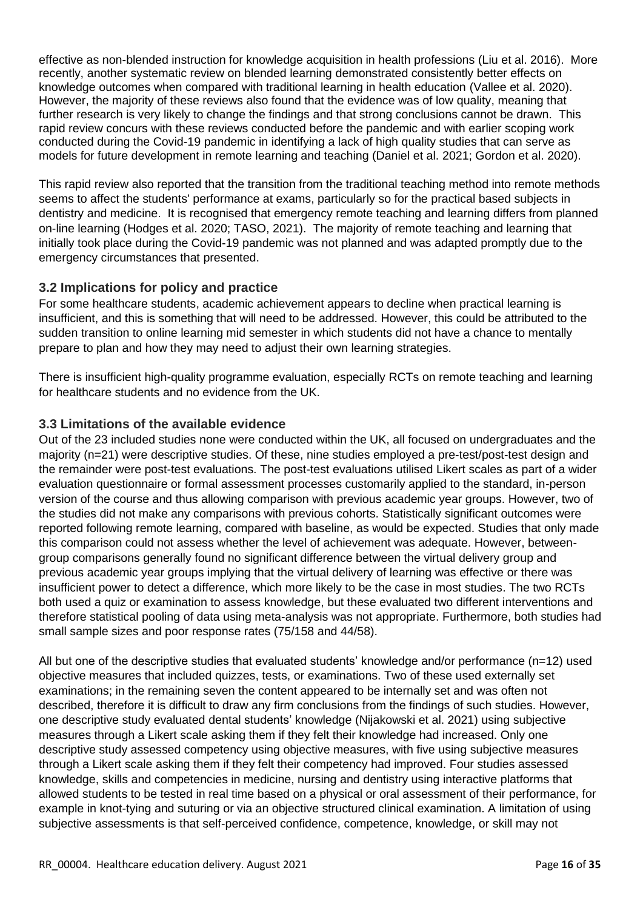effective as non-blended instruction for knowledge acquisition in health professions (Liu et al. 2016). More recently, another systematic review on blended learning demonstrated consistently better effects on knowledge outcomes when compared with traditional learning in health education (Vallee et al. 2020). However, the majority of these reviews also found that the evidence was of low quality, meaning that further research is very likely to change the findings and that strong conclusions cannot be drawn. This rapid review concurs with these reviews conducted before the pandemic and with earlier scoping work conducted during the Covid-19 pandemic in identifying a lack of high quality studies that can serve as models for future development in remote learning and teaching (Daniel et al. 2021; Gordon et al. 2020).

This rapid review also reported that the transition from the traditional teaching method into remote methods seems to affect the students' performance at exams, particularly so for the practical based subjects in dentistry and medicine. It is recognised that emergency remote teaching and learning differs from planned on-line learning (Hodges et al. 2020; TASO, 2021). The majority of remote teaching and learning that initially took place during the Covid-19 pandemic was not planned and was adapted promptly due to the emergency circumstances that presented.

### 3.2 Implications for policy and practice

For some healthcare students, academic achievement appears to decline when practical learning is insufficient, and this is something that will need to be addressed. However, this could be attributed to the sudden transition to online learning mid semester in which students did not have a chance to mentally prepare to plan and how they may need to adjust their own learning strategies.

There is insufficient high-quality programme evaluation, especially RCTs on remote teaching and learning for healthcare students and no evidence from the UK.

### 3.3 Limitations of the available evidence

Out of the 23 included studies none were conducted within the UK, all focused on undergraduates and the majority (n=21) were descriptive studies. Of these, nine studies employed a pre-test/post-test design and the remainder were post-test evaluations. The post-test evaluations utilised Likert scales as part of a wider evaluation questionnaire or formal assessment processes customarily applied to the standard, in-person version of the course and thus allowing comparison with previous academic year groups. However, two of the studies did not make any comparisons with previous cohorts. Statistically significant outcomes were reported following remote learning, compared with baseline, as would be expected. Studies that only made this comparison could not assess whether the level of achievement was adequate. However, between-group comparisons generally found no significant difference between the virtual delivery group and previous academic year groups implying that the virtual delivery of learning was effective or there was insufficient power to detect a difference, which more likely to be the case in most studies. The two RCTs both used a quiz or examination to assess knowledge, but these evaluated two different interventions and therefore statistical pooling of data using meta-analysis was not appropriate. Furthermore, both studies had small sample sizes and poor response rates (75/158 and 44/58).

All but one of the descriptive studies that evaluated students' knowledge and/or performance (n=12) used objective measures that included quizzes, tests, or examinations. Two of these used externally set examinations; in the remaining seven the content appeared to be internally set and was often not described, therefore it is difficult to draw any firm conclusions from the findings of such studies. However, one descriptive study evaluated dental students' knowledge (Nijakowski et al. 2021) using subjective measures through a Likert scale asking them if they felt their knowledge had increased. Only one descriptive study assessed competency using objective measures, with five using subjective measures through a Likert scale asking them if they felt their competency had improved. Four studies assessed knowledge, skills and competencies in medicine, nursing and dentistry using interactive platforms that allowed students to be tested in real time based on a physical or oral assessment of their performance, for example in knot-tying and suturing or via an objective structured clinical examination. A limitation of using subjective assessments is that self-perceived confidence, competence, knowledge, or skill may not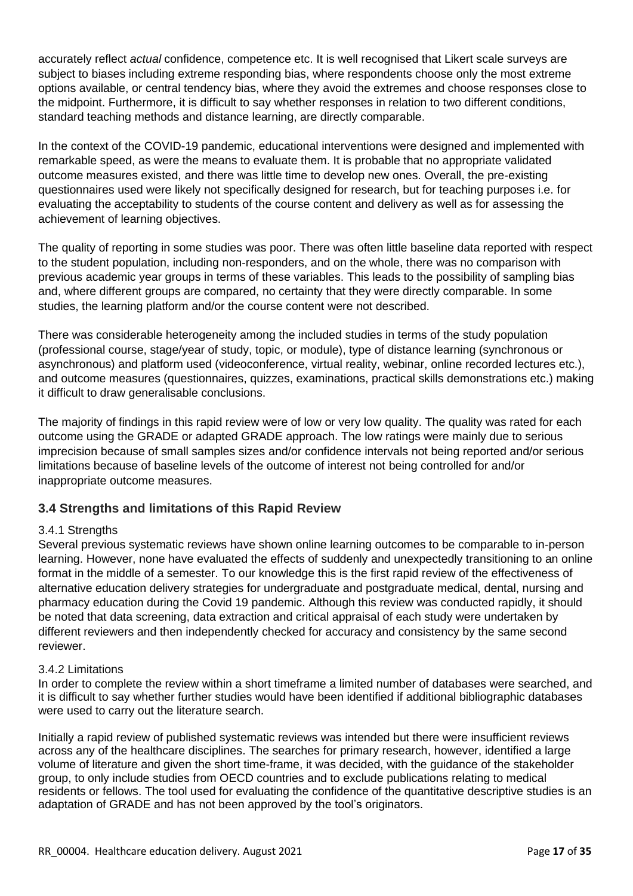accurately reflect *actual* confidence, competence etc. It is well recognised that Likert scale surveys are subject to biases including extreme responding bias, where respondents choose only the most extreme options available, or central tendency bias, where they avoid the extremes and choose responses close to the midpoint. Furthermore, it is difficult to say whether responses in relation to two different conditions, standard teaching methods and distance learning, are directly comparable.

In the context of the COVID-19 pandemic, educational interventions were designed and implemented with remarkable speed, as were the means to evaluate them. It is probable that no appropriate validated outcome measures existed, and there was little time to develop new ones. Overall, the pre-existing questionnaires used were likely not specifically designed for research, but for teaching purposes i.e. for evaluating the acceptability to students of the course content and delivery as well as for assessing the achievement of learning objectives.

The quality of reporting in some studies was poor. There was often little baseline data reported with respect to the student population, including non-responders, and on the whole, there was no comparison with previous academic year groups in terms of these variables. This leads to the possibility of sampling bias and, where different groups are compared, no certainty that they were directly comparable. In some studies, the learning platform and/or the course content were not described.

There was considerable heterogeneity among the included studies in terms of the study population (professional course, stage/year of study, topic, or module), type of distance learning (synchronous or asynchronous) and platform used (videoconference, virtual reality, webinar, online recorded lectures etc.), and outcome measures (questionnaires, quizzes, examinations, practical skills demonstrations etc.) making it difficult to draw generalisable conclusions.

The majority of findings in this rapid review were of low or very low quality. The quality was rated for each outcome using the GRADE or adapted GRADE approach. The low ratings were mainly due to serious imprecision because of small samples sizes and/or confidence intervals not being reported and/or serious limitations because of baseline levels of the outcome of interest not being controlled for and/or inappropriate outcome measures.

## 3.4 Strengths and limitations of this Rapid Review

### 3.4.1 Strengths

Several previous systematic reviews have shown online learning outcomes to be comparable to in-person learning. However, none have evaluated the effects of suddenly and unexpectedly transitioning to an online format in the middle of a semester. To our knowledge this is the first rapid review of the effectiveness of alternative education delivery strategies for undergraduate and postgraduate medical, dental, nursing and pharmacy education during the Covid 19 pandemic. Although this review was conducted rapidly, it should be noted that data screening, data extraction and critical appraisal of each study were undertaken by different reviewers and then independently checked for accuracy and consistency by the same second reviewer.

### 3.4.2 Limitations

In order to complete the review within a short timeframe a limited number of databases were searched, and it is difficult to say whether further studies would have been identified if additional bibliographic databases were used to carry out the literature search.

Initially a rapid review of published systematic reviews was intended but there were insufficient reviews across any of the healthcare disciplines. The searches for primary research, however, identified a large volume of literature and given the short time-frame, it was decided, with the guidance of the stakeholder group, to only include studies from OECD countries and to exclude publications relating to medical residents or fellows. The tool used for evaluating the confidence of the quantitative descriptive studies is an adaptation of GRADE and has not been approved by the tool's originators.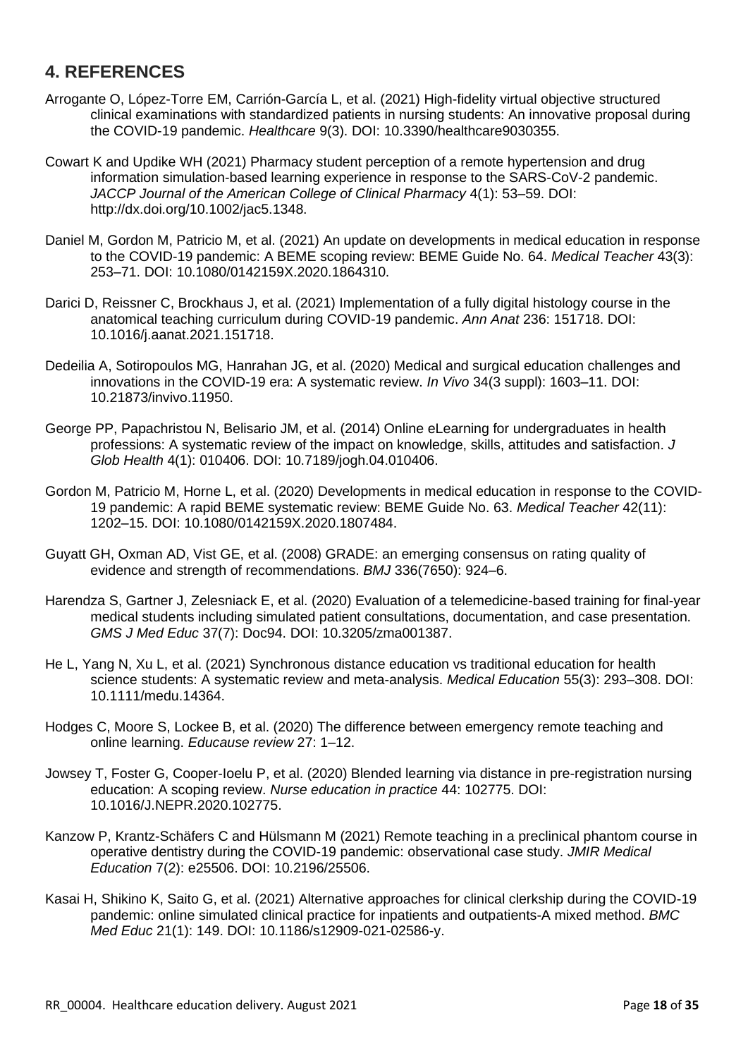## 4. REFERENCES

Arrogante O, López-Torre EM, Carrión-García L, et al. (2021) High-fidelity virtual objective structured clinical examinations with standardized patients in nursing students: An innovative proposal during the COVID-19 pandemic. *Healthcare* 9(3). DOI: 10.3390/healthcare9030355.

Cowart K and Updike WH (2021) Pharmacy student perception of a remote hypertension and drug information simulation-based learning experience in response to the SARS-CoV-2 pandemic. *JACCP Journal of the American College of Clinical Pharmacy* 4(1): 53–59. DOI: http://dx.doi.org/10.1002/jac5.1348.

Daniel M, Gordon M, Patricio M, et al. (2021) An update on developments in medical education in response to the COVID-19 pandemic: A BEME scoping review: BEME Guide No. 64. *Medical Teacher* 43(3): 253–71. DOI: 10.1080/0142159X.2020.1864310.

Darici D, Reissner C, Brockhaus J, et al. (2021) Implementation of a fully digital histology course in the anatomical teaching curriculum during COVID-19 pandemic. *Ann Anat* 236: 151718. DOI: 10.1016/j.aanat.2021.151718.

Dedeilia A, Sotiropoulos MG, Hanrahan JG, et al. (2020) Medical and surgical education challenges and innovations in the COVID-19 era: A systematic review. *In Vivo* 34(3 suppl): 1603–11. DOI: 10.21873/invivo.11950.

George PP, Papachristou N, Belisario JM, et al. (2014) Online eLearning for undergraduates in health professions: A systematic review of the impact on knowledge, skills, attitudes and satisfaction. *J Glob Health* 4(1): 010406. DOI: 10.7189/jogh.04.010406.

Gordon M, Patricio M, Horne L, et al. (2020) Developments in medical education in response to the COVID-19 pandemic: A rapid BEME systematic review: BEME Guide No. 63. *Medical Teacher* 42(11): 1202–15. DOI: 10.1080/0142159X.2020.1807484.

Guyatt GH, Oxman AD, Vist GE, et al. (2008) GRADE: an emerging consensus on rating quality of evidence and strength of recommendations. *BMJ* 336(7650): 924–6.

Harendza S, Gartner J, Zelesniack E, et al. (2020) Evaluation of a telemedicine-based training for final-year medical students including simulated patient consultations, documentation, and case presentation. *GMS J Med Educ* 37(7): Doc94. DOI: 10.3205/zma001387.

He L, Yang N, Xu L, et al. (2021) Synchronous distance education vs traditional education for health science students: A systematic review and meta-analysis. *Medical Education* 55(3): 293–308. DOI: 10.1111/medu.14364.

Hodges C, Moore S, Lockee B, et al. (2020) The difference between emergency remote teaching and online learning. *Educause review* 27: 1–12.

Jowsey T, Foster G, Cooper-Ioelu P, et al. (2020) Blended learning via distance in pre-registration nursing education: A scoping review. *Nurse education in practice* 44: 102775. DOI: 10.1016/J.NEPR.2020.102775.

Kanzow P, Krantz-Schäfers C and Hülsmann M (2021) Remote teaching in a preclinical phantom course in operative dentistry during the COVID-19 pandemic: observational case study. *JMIR Medical Education* 7(2): e25506. DOI: 10.2196/25506.

Kasai H, Shikino K, Saito G, et al. (2021) Alternative approaches for clinical clerkship during the COVID-19 pandemic: online simulated clinical practice for inpatients and outpatients-A mixed method. *BMC Med Educ* 21(1): 149. DOI: 10.1186/s12909-021-02586-y.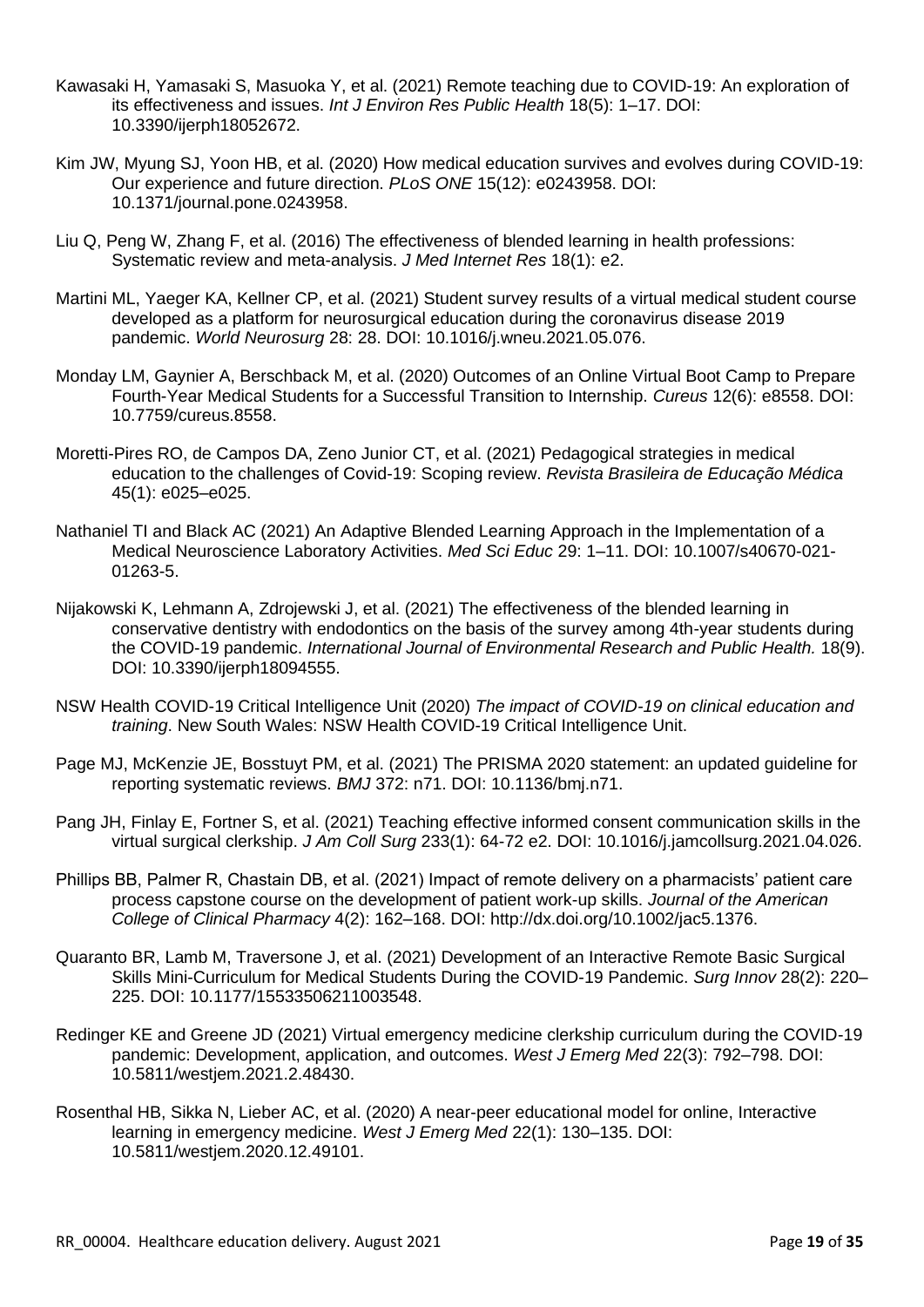Kawasaki H, Yamasaki S, Masuoka Y, et al. (2021) Remote teaching due to COVID-19: An exploration of its effectiveness and issues. *Int J Environ Res Public Health* 18(5): 1–17. DOI: 10.3390/ijerph18052672.

Kim JW, Myung SJ, Yoon HB, et al. (2020) How medical education survives and evolves during COVID-19: Our experience and future direction. *PLoS ONE* 15(12): e0243958. DOI: 10.1371/journal.pone.0243958.

Liu Q, Peng W, Zhang F, et al. (2016) The effectiveness of blended learning in health professions: Systematic review and meta-analysis. *J Med Internet Res* 18(1): e2.

Martini ML, Yaeger KA, Kellner CP, et al. (2021) Student survey results of a virtual medical student course developed as a platform for neurosurgical education during the coronavirus disease 2019 pandemic. *World Neurosurg* 28: 28. DOI: 10.1016/j.wneu.2021.05.076.

Monday LM, Gaynier A, Berschback M, et al. (2020) Outcomes of an Online Virtual Boot Camp to Prepare Fourth-Year Medical Students for a Successful Transition to Internship. *Cureus* 12(6): e8558. DOI: 10.7759/cureus.8558.

Moretti-Pires RO, de Campos DA, Zeno Junior CT, et al. (2021) Pedagogical strategies in medical education to the challenges of Covid-19: Scoping review. *Revista Brasileira de Educação Médica* 45(1): e025–e025.

Nathaniel TI and Black AC (2021) An Adaptive Blended Learning Approach in the Implementation of a Medical Neuroscience Laboratory Activities. *Med Sci Educ* 29: 1–11. DOI: 10.1007/s40670-021-01263-5.

Nijakowski K, Lehmann A, Zdrojewski J, et al. (2021) The effectiveness of the blended learning in conservative dentistry with endodontics on the basis of the survey among 4th-year students during the COVID-19 pandemic. *International Journal of Environmental Research and Public Health.* 18(9). DOI: 10.3390/ijerph18094555.

NSW Health COVID-19 Critical Intelligence Unit (2020) *The impact of COVID-19 on clinical education and training*. New South Wales: NSW Health COVID-19 Critical Intelligence Unit.

Page MJ, McKenzie JE, Bosstuyt PM, et al. (2021) The PRISMA 2020 statement: an updated guideline for reporting systematic reviews. *BMJ* 372: n71. DOI: 10.1136/bmj.n71.

Pang JH, Finlay E, Fortner S, et al. (2021) Teaching effective informed consent communication skills in the virtual surgical clerkship. *J Am Coll Surg* 233(1): 64-72 e2. DOI: 10.1016/j.jamcollsurg.2021.04.026.

Phillips BB, Palmer R, Chastain DB, et al. (2021) Impact of remote delivery on a pharmacists' patient care process capstone course on the development of patient work-up skills. *Journal of the American College of Clinical Pharmacy* 4(2): 162–168. DOI: http://dx.doi.org/10.1002/jac5.1376.

Quaranto BR, Lamb M, Traversone J, et al. (2021) Development of an Interactive Remote Basic Surgical Skills Mini-Curriculum for Medical Students During the COVID-19 Pandemic. *Surg Innov* 28(2): 220–225. DOI: 10.1177/15533506211003548.

Redinger KE and Greene JD (2021) Virtual emergency medicine clerkship curriculum during the COVID-19 pandemic: Development, application, and outcomes. *West J Emerg Med* 22(3): 792–798. DOI: 10.5811/westjem.2021.2.48430.

Rosenthal HB, Sikka N, Lieber AC, et al. (2020) A near-peer educational model for online, Interactive learning in emergency medicine. *West J Emerg Med* 22(1): 130–135. DOI: 10.5811/westjem.2020.12.49101.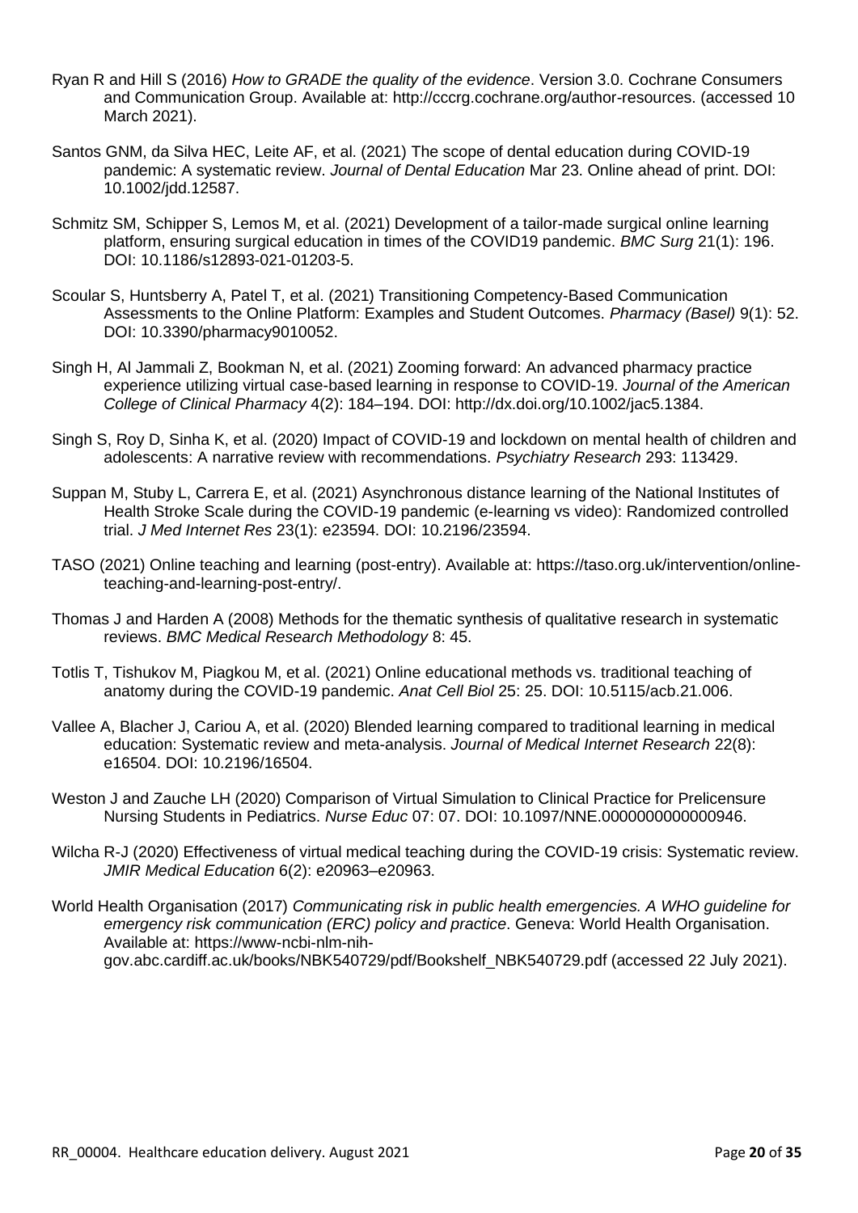Ryan R and Hill S (2016) *How to GRADE the quality of the evidence*. Version 3.0. Cochrane Consumers and Communication Group. Available at: http://cccrg.cochrane.org/author-resources. (accessed 10 March 2021).

Santos GNM, da Silva HEC, Leite AF, et al. (2021) The scope of dental education during COVID-19 pandemic: A systematic review. *Journal of Dental Education* Mar 23. Online ahead of print. DOI: 10.1002/jdd.12587.

Schmitz SM, Schipper S, Lemos M, et al. (2021) Development of a tailor-made surgical online learning platform, ensuring surgical education in times of the COVID19 pandemic. *BMC Surg* 21(1): 196. DOI: 10.1186/s12893-021-01203-5.

Scoular S, Huntsberry A, Patel T, et al. (2021) Transitioning Competency-Based Communication Assessments to the Online Platform: Examples and Student Outcomes. *Pharmacy (Basel)* 9(1): 52. DOI: 10.3390/pharmacy9010052.

Singh H, Al Jammali Z, Bookman N, et al. (2021) Zooming forward: An advanced pharmacy practice experience utilizing virtual case-based learning in response to COVID-19. *Journal of the American College of Clinical Pharmacy* 4(2): 184–194. DOI: http://dx.doi.org/10.1002/jac5.1384.

Singh S, Roy D, Sinha K, et al. (2020) Impact of COVID-19 and lockdown on mental health of children and adolescents: A narrative review with recommendations. *Psychiatry Research* 293: 113429.

Suppan M, Stuby L, Carrera E, et al. (2021) Asynchronous distance learning of the National Institutes of Health Stroke Scale during the COVID-19 pandemic (e-learning vs video): Randomized controlled trial. *J Med Internet Res* 23(1): e23594. DOI: 10.2196/23594.

TASO (2021) Online teaching and learning (post-entry). Available at: https://taso.org.uk/intervention/online-teaching-and-learning-post-entry/.

Thomas J and Harden A (2008) Methods for the thematic synthesis of qualitative research in systematic reviews. *BMC Medical Research Methodology* 8: 45.

Totlis T, Tishukov M, Piagkou M, et al. (2021) Online educational methods vs. traditional teaching of anatomy during the COVID-19 pandemic. *Anat Cell Biol* 25: 25. DOI: 10.5115/acb.21.006.

Vallee A, Blacher J, Cariou A, et al. (2020) Blended learning compared to traditional learning in medical education: Systematic review and meta-analysis. *Journal of Medical Internet Research* 22(8): e16504. DOI: 10.2196/16504.

Weston J and Zauche LH (2020) Comparison of Virtual Simulation to Clinical Practice for Prelicensure Nursing Students in Pediatrics. *Nurse Educ* 07: 07. DOI: 10.1097/NNE.0000000000000946.

Wilcha R-J (2020) Effectiveness of virtual medical teaching during the COVID-19 crisis: Systematic review. *JMIR Medical Education* 6(2): e20963–e20963.

World Health Organisation (2017) *Communicating risk in public health emergencies. A WHO guideline for emergency risk communication (ERC) policy and practice*. Geneva: World Health Organisation. Available at: https://www-ncbi-nlm-nih-gov.abc.cardiff.ac.uk/books/NBK540729/pdf/Bookshelf_NBK540729.pdf (accessed 22 July 2021).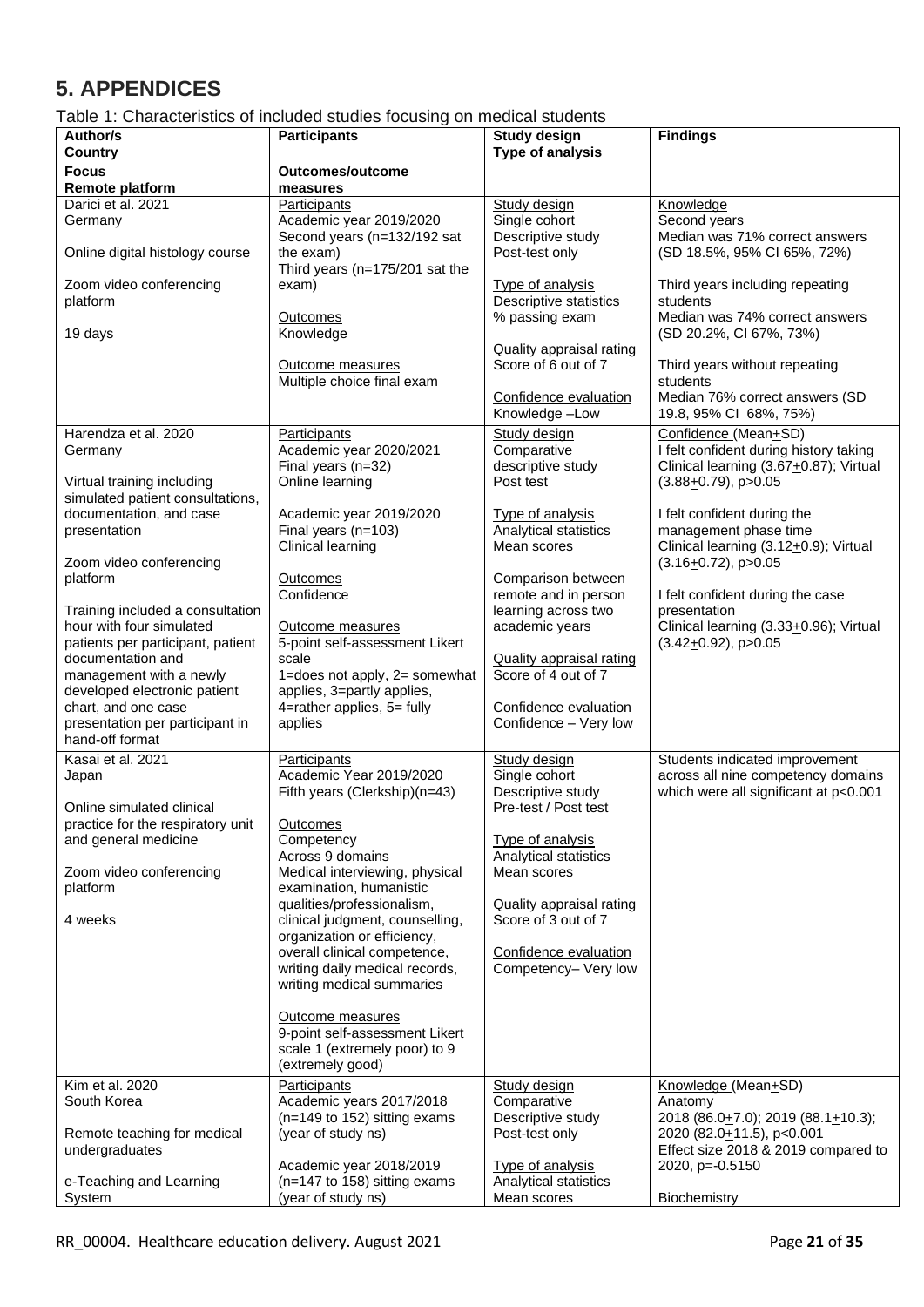# 5. APPENDICES

Table 1: Characteristics of included studies focusing on medical students

| Author/s<br>Country<br>Focus<br>Remote platform | Participants<br>Outcomes/outcome measures | Study design<br>Type of analysis | Findings |
|---|---|---|---|
| Darici et al. 2021<br>Germany<br><br>Online digital histology course<br><br>Zoom video conferencing platform<br><br>19 days | Participants<br>Academic year 2019/2020<br>Second years (n=132/192 sat the exam)<br>Third years (n=175/201 sat the exam)<br><br>Outcomes<br>Knowledge<br><br>Outcome measures<br>Multiple choice final exam | Study design<br>Single cohort<br>Descriptive study<br>Post-test only<br><br>Type of analysis<br>Descriptive statistics<br>% passing exam<br><br>Quality appraisal rating<br>Score of 6 out of 7<br><br>Confidence evaluation<br>Knowledge –Low | Knowledge<br>Second years<br>Median was 71% correct answers (SD 18.5%, 95% CI 65%, 72%)<br><br>Third years including repeating students<br>Median was 74% correct answers (SD 20.2%, CI 67%, 73%)<br><br>Third years without repeating students<br>Median 76% correct answers (SD 19.8, 95% CI 68%, 75%) |
| Harendza et al. 2020<br>Germany<br><br>Virtual training including simulated patient consultations, documentation, and case presentation<br><br>Zoom video conferencing platform<br><br>Training included a consultation hour with four simulated patients per participant, patient documentation and management with a newly developed electronic patient chart, and one case presentation per participant in hand-off format | Participants<br>Academic year 2020/2021<br>Final years (n=32)<br>Online learning<br><br>Academic year 2019/2020<br>Final years (n=103)<br>Clinical learning<br><br>Outcomes<br>Confidence<br><br>Outcome measures<br>5-point self-assessment Likert scale<br>1=does not apply, 2= somewhat applies, 3=partly applies, 4=rather applies, 5= fully applies | Study design<br>Comparative descriptive study<br>Post test<br><br>Type of analysis<br>Analytical statistics<br>Mean scores<br><br>Comparison between remote and in person learning across two academic years<br><br>Quality appraisal rating<br>Score of 4 out of 7<br><br>Confidence evaluation<br>Confidence – Very low | Confidence (Mean±SD)<br>I felt confident during history taking<br>Clinical learning (3.67±0.87); Virtual (3.88±0.79), p>0.05<br><br>I felt confident during the management phase time<br>Clinical learning (3.12±0.9); Virtual (3.16±0.72), p>0.05<br><br>I felt confident during the case presentation<br>Clinical learning (3.33±0.96); Virtual (3.42±0.92), p>0.05 |
| Kasai et al. 2021<br>Japan<br><br>Online simulated clinical practice for the respiratory unit and general medicine<br><br>Zoom video conferencing platform<br><br>4 weeks | Participants<br>Academic Year 2019/2020<br>Fifth years (Clerkship)(n=43)<br><br>Outcomes<br>Competency<br>Across 9 domains<br>Medical interviewing, physical examination, humanistic qualities/professionalism, clinical judgment, counselling, organization or efficiency, overall clinical competence, writing daily medical records, writing medical summaries<br><br>Outcome measures<br>9-point self-assessment Likert scale 1 (extremely poor) to 9 (extremely good) | Study design<br>Single cohort<br>Descriptive study<br>Pre-test / Post test<br><br>Type of analysis<br>Analytical statistics<br>Mean scores<br><br>Quality appraisal rating<br>Score of 3 out of 7<br><br>Confidence evaluation<br>Competency– Very low | Students indicated improvement across all nine competency domains which were all significant at p<0.001 |
| Kim et al. 2020<br>South Korea<br><br>Remote teaching for medical undergraduates<br><br>e-Teaching and Learning System | Participants<br>Academic years 2017/2018 (n=149 to 152) sitting exams (year of study ns)<br><br>Academic year 2018/2019 (n=147 to 158) sitting exams (year of study ns) | Study design<br>Comparative<br>Descriptive study<br>Post-test only<br><br>Type of analysis<br>Analytical statistics<br>Mean scores | Knowledge (Mean±SD)<br>Anatomy<br>2018 (86.0±7.0); 2019 (88.1±10.3); 2020 (82.0±11.5), p<0.001<br>Effect size 2018 & 2019 compared to 2020, p=-0.5150<br><br>Biochemistry |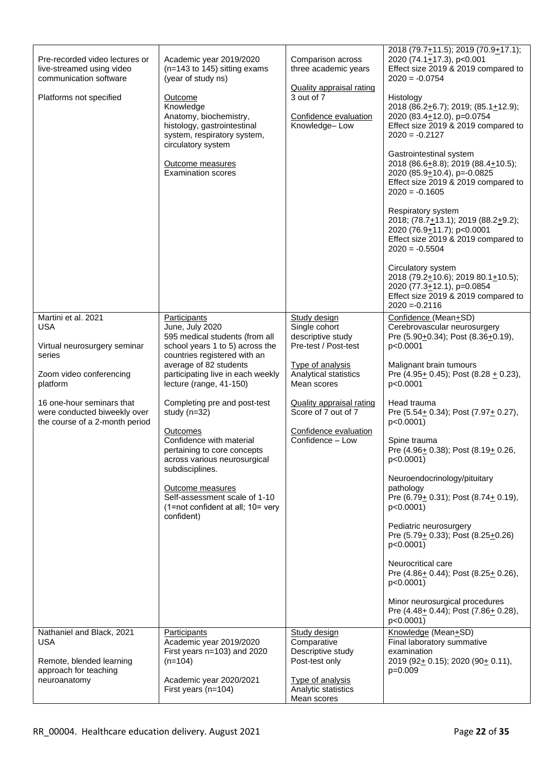| | | | |
|---|---|---|---|
| Pre-recorded video lectures or live-streamed using video communication software<br><br>Platforms not specified | Academic year 2019/2020 (n=143 to 145) sitting exams (year of study ns)<br><br>Outcome<br>Knowledge<br>Anatomy, biochemistry, histology, gastrointestinal system, respiratory system, circulatory system<br><br>Outcome measures<br>Examination scores | Comparison across three academic years<br><br>Quality appraisal rating<br>3 out of 7<br><br>Confidence evaluation<br>Knowledge– Low | 2018 (79.7±11.5); 2019 (70.9±17.1); 2020 (74.1±17.3), p<0.001<br>Effect size 2019 & 2019 compared to 2020 = -0.0754<br><br>Histology<br>2018 (86.2±6.7); 2019; (85.1±12.9); 2020 (83.4±12.0), p=0.0754<br>Effect size 2019 & 2019 compared to 2020 = -0.2127<br><br>Gastrointestinal system<br>2018 (86.6±8.8); 2019 (88.4±10.5); 2020 (85.9±10.4), p=-0.0825<br>Effect size 2019 & 2019 compared to 2020 = -0.1605<br><br>Respiratory system<br>2018; (78.7±13.1); 2019 (88.2±9.2); 2020 (76.9±11.7); p<0.0001<br>Effect size 2019 & 2019 compared to 2020 = -0.5504<br><br>Circulatory system<br>2018 (79.2±10.6); 2019 80.1±10.5); 2020 (77.3±12.1), p=0.0854<br>Effect size 2019 & 2019 compared to 2020 =-0.2116 |
| Martini et al. 2021<br>USA<br><br>Virtual neurosurgery seminar series<br><br>Zoom video conferencing platform<br><br>16 one-hour seminars that were conducted biweekly over the course of a 2-month period | Participants<br>June, July 2020<br>595 medical students (from all school years 1 to 5) across the countries registered with an average of 82 students participating live in each weekly lecture (range, 41-150)<br><br>Completing pre and post-test study (n=32)<br><br>Outcomes<br>Confidence with material pertaining to core concepts across various neurosurgical subdisciplines.<br><br>Outcome measures<br>Self-assessment scale of 1-10 (1=not confident at all; 10= very confident) | Study design<br>Single cohort descriptive study<br>Pre-test / Post-test<br><br>Type of analysis<br>Analytical statistics<br>Mean scores<br><br>Quality appraisal rating<br>Score of 7 out of 7<br><br>Confidence evaluation<br>Confidence – Low | Confidence (Mean±SD)<br>Cerebrovascular neurosurgery<br>Pre (5.90±0.34); Post (8.36±0.19), p<0.0001<br><br>Malignant brain tumours<br>Pre (4.95± 0.45); Post (8.28 ± 0.23), p<0.0001<br><br>Head trauma<br>Pre (5.54± 0.34); Post (7.97± 0.27), p<0.0001)<br><br>Spine trauma<br>Pre (4.96± 0.38); Post (8.19± 0.26, p<0.0001)<br><br>Neuroendocrinology/pituitary pathology<br>Pre (6.79± 0.31); Post (8.74± 0.19), p<0.0001)<br><br>Pediatric neurosurgery<br>Pre (5.79± 0.33); Post (8.25±0.26) p<0.0001)<br><br>Neurocritical care<br>Pre (4.86± 0.44); Post (8.25± 0.26), p<0.0001)<br><br>Minor neurosurgical procedures<br>Pre (4.48± 0.44); Post (7.86± 0.28), p<0.0001) |
| Nathaniel and Black, 2021<br>USA<br><br>Remote, blended learning approach for teaching neuroanatomy | Participants<br>Academic year 2019/2020<br>First years n=103) and 2020 (n=104)<br><br>Academic year 2020/2021<br>First years (n=104) | Study design<br>Comparative Descriptive study<br>Post-test only<br><br>Type of analysis<br>Analytic statistics<br>Mean scores | Knowledge (Mean±SD)<br>Final laboratory summative examination<br>2019 (92± 0.15); 2020 (90± 0.11), p=0.009 |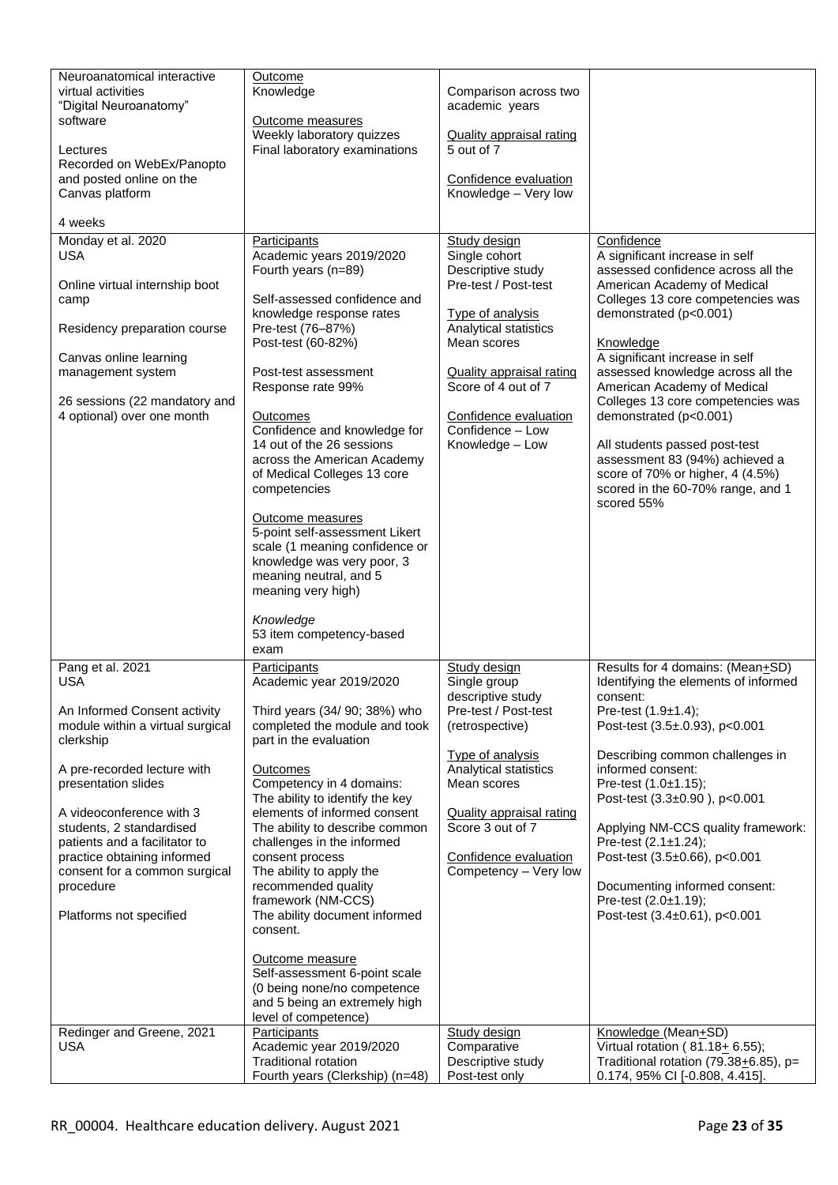| | | | |
|---|---|---|---|
| Neuroanatomical interactive virtual activities<br>"Digital Neuroanatomy" software<br><br>Lectures<br>Recorded on WebEx/Panopto and posted online on the Canvas platform<br><br>4 weeks | Outcome<br>Knowledge<br><br>Outcome measures<br>Weekly laboratory quizzes<br>Final laboratory examinations | Comparison across two academic years<br><br>Quality appraisal rating<br>5 out of 7<br><br>Confidence evaluation<br>Knowledge – Very low | |
| Monday et al. 2020<br>USA<br><br>Online virtual internship boot camp<br><br>Residency preparation course<br><br>Canvas online learning management system<br><br>26 sessions (22 mandatory and 4 optional) over one month | Participants<br>Academic years 2019/2020<br>Fourth years (n=89)<br><br>Self-assessed confidence and knowledge response rates<br>Pre-test (76–87%)<br>Post-test (60-82%)<br><br>Post-test assessment<br>Response rate 99%<br><br>Outcomes<br>Confidence and knowledge for 14 out of the 26 sessions across the American Academy of Medical Colleges 13 core competencies<br><br>Outcome measures<br>5-point self-assessment Likert scale (1 meaning confidence or knowledge was very poor, 3 meaning neutral, and 5 meaning very high)<br><br>*Knowledge*<br>53 item competency-based exam | Study design<br>Single cohort<br>Descriptive study<br>Pre-test / Post-test<br><br>Type of analysis<br>Analytical statistics<br>Mean scores<br><br>Quality appraisal rating<br>Score of 4 out of 7<br><br>Confidence evaluation<br>Confidence – Low<br>Knowledge – Low | Confidence<br>A significant increase in self assessed confidence across all the American Academy of Medical Colleges 13 core competencies was demonstrated ($p<0.001$)<br><br>Knowledge<br>A significant increase in self assessed knowledge across all the American Academy of Medical Colleges 13 core competencies was demonstrated ($p<0.001$)<br><br>All students passed post-test assessment 83 (94%) achieved a score of 70% or higher, 4 (4.5%) scored in the 60-70% range, and 1 scored 55% |
| Pang et al. 2021<br>USA<br><br>An Informed Consent activity module within a virtual surgical clerkship<br><br>A pre-recorded lecture with presentation slides<br><br>A videoconference with 3 students, 2 standardised patients and a facilitator to practice obtaining informed consent for a common surgical procedure<br><br>Platforms not specified | Participants<br>Academic year 2019/2020<br><br>Third years (34/ 90; 38%) who completed the module and took part in the evaluation<br><br>Outcomes<br>Competency in 4 domains:<br>The ability to identify the key elements of informed consent<br>The ability to describe common challenges in the informed consent process<br>The ability to apply the recommended quality framework (NM-CCS)<br>The ability document informed consent.<br><br>Outcome measure<br>Self-assessment 6-point scale (0 being none/no competence and 5 being an extremely high level of competence) | Study design<br>Single group descriptive study<br>Pre-test / Post-test (retrospective)<br><br>Type of analysis<br>Analytical statistics<br>Mean scores<br><br>Quality appraisal rating<br>Score 3 out of 7<br><br>Confidence evaluation<br>Competency – Very low | Results for 4 domains: (Mean±SD)<br>Identifying the elements of informed consent:<br>Pre-test (1.9±1.4);<br>Post-test (3.5±.0.93), $p<0.001$<br><br>Describing common challenges in informed consent:<br>Pre-test (1.0±1.15);<br>Post-test (3.3±0.90 ), $p<0.001$<br><br>Applying NM-CCS quality framework:<br>Pre-test (2.1±1.24);<br>Post-test (3.5±0.66), $p<0.001$<br><br>Documenting informed consent:<br>Pre-test (2.0±1.19);<br>Post-test (3.4±0.61), $p<0.001$ |
| Redinger and Greene, 2021<br>USA | Participants<br>Academic year 2019/2020<br>Traditional rotation<br>Fourth years (Clerkship) (n=48) | Study design<br>Comparative<br>Descriptive study<br>Post-test only | Knowledge (Mean±SD)<br>Virtual rotation ( 81.18± 6.55);<br>Traditional rotation (79.38±6.85), $p=0.174$, 95% CI [-0.808, 4.415]. |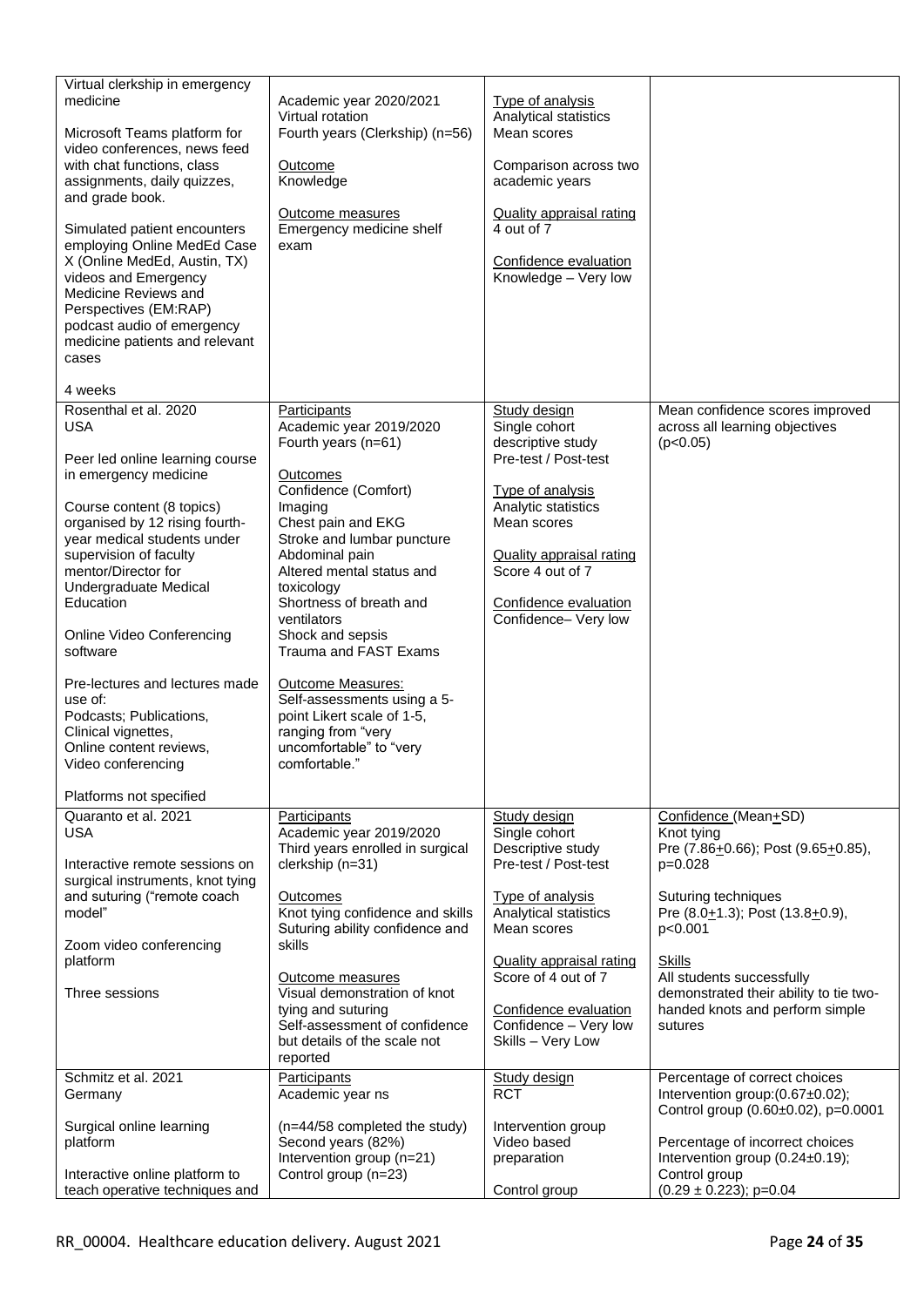| | | | |
|---|---|---|---|
| Virtual clerkship in emergency medicine<br><br>Microsoft Teams platform for video conferences, news feed with chat functions, class assignments, daily quizzes, and grade book.<br><br>Simulated patient encounters employing Online MedEd Case X (Online MedEd, Austin, TX) videos and Emergency Medicine Reviews and Perspectives (EM:RAP) podcast audio of emergency medicine patients and relevant cases<br><br>4 weeks | Academic year 2020/2021<br>Virtual rotation<br>Fourth years (Clerkship) (n=56)<br><br>Outcome<br>Knowledge<br><br>Outcome measures<br>Emergency medicine shelf exam | Type of analysis<br>Analytical statistics<br>Mean scores<br><br>Comparison across two academic years<br><br>Quality appraisal rating<br>4 out of 7<br><br>Confidence evaluation<br>Knowledge – Very low | |
| Rosenthal et al. 2020<br>USA<br><br>Peer led online learning course in emergency medicine<br><br>Course content (8 topics) organised by 12 rising fourth-year medical students under supervision of faculty mentor/Director for Undergraduate Medical Education<br><br>Online Video Conferencing software<br><br>Pre-lectures and lectures made use of:<br>Podcasts; Publications,<br>Clinical vignettes,<br>Online content reviews,<br>Video conferencing<br><br>Platforms not specified | Participants<br>Academic year 2019/2020<br>Fourth years (n=61)<br><br>Outcomes<br>Confidence (Comfort)<br>Imaging<br>Chest pain and EKG<br>Stroke and lumbar puncture<br>Abdominal pain<br>Altered mental status and toxicology<br>Shortness of breath and ventilators<br>Shock and sepsis<br>Trauma and FAST Exams<br><br>Outcome Measures:<br>Self-assessments using a 5-point Likert scale of 1-5, ranging from "very uncomfortable" to "very comfortable." | Study design<br>Single cohort descriptive study<br>Pre-test / Post-test<br><br>Type of analysis<br>Analytic statistics<br>Mean scores<br><br>Quality appraisal rating<br>Score 4 out of 7<br><br>Confidence evaluation<br>Confidence– Very low | Mean confidence scores improved across all learning objectives ($p<0.05$) |
| Quaranto et al. 2021<br>USA<br><br>Interactive remote sessions on surgical instruments, knot tying and suturing ("remote coach model"<br><br>Zoom video conferencing platform<br><br>Three sessions | Participants<br>Academic year 2019/2020<br>Third years enrolled in surgical clerkship (n=31)<br><br>Outcomes<br>Knot tying confidence and skills<br>Suturing ability confidence and skills<br><br>Outcome measures<br>Visual demonstration of knot tying and suturing<br>Self-assessment of confidence but details of the scale not reported | Study design<br>Single cohort<br>Descriptive study<br>Pre-test / Post-test<br><br>Type of analysis<br>Analytical statistics<br>Mean scores<br><br>Quality appraisal rating<br>Score of 4 out of 7<br><br>Confidence evaluation<br>Confidence – Very low<br>Skills – Very Low | Confidence (Mean±SD)<br>Knot tying<br>Pre (7.86±0.66); Post (9.65±0.85), $p=0.028$<br><br>Suturing techniques<br>Pre (8.0±1.3); Post (13.8±0.9), $p<0.001$<br><br>Skills<br>All students successfully demonstrated their ability to tie two-handed knots and perform simple sutures |
| Schmitz et al. 2021<br>Germany<br><br>Surgical online learning platform<br><br>Interactive online platform to teach operative techniques and | Participants<br>Academic year ns<br><br>(n=44/58 completed the study)<br>Second years (82%)<br>Intervention group (n=21)<br>Control group (n=23) | Study design<br>RCT<br><br>Intervention group<br>Video based preparation<br><br>Control group | Percentage of correct choices<br>Intervention group:(0.67±0.02);<br>Control group (0.60±0.02), $p=0.0001$<br><br>Percentage of incorrect choices<br>Intervention group (0.24±0.19);<br>Control group<br>(0.29 ± 0.223); $p=0.04$ |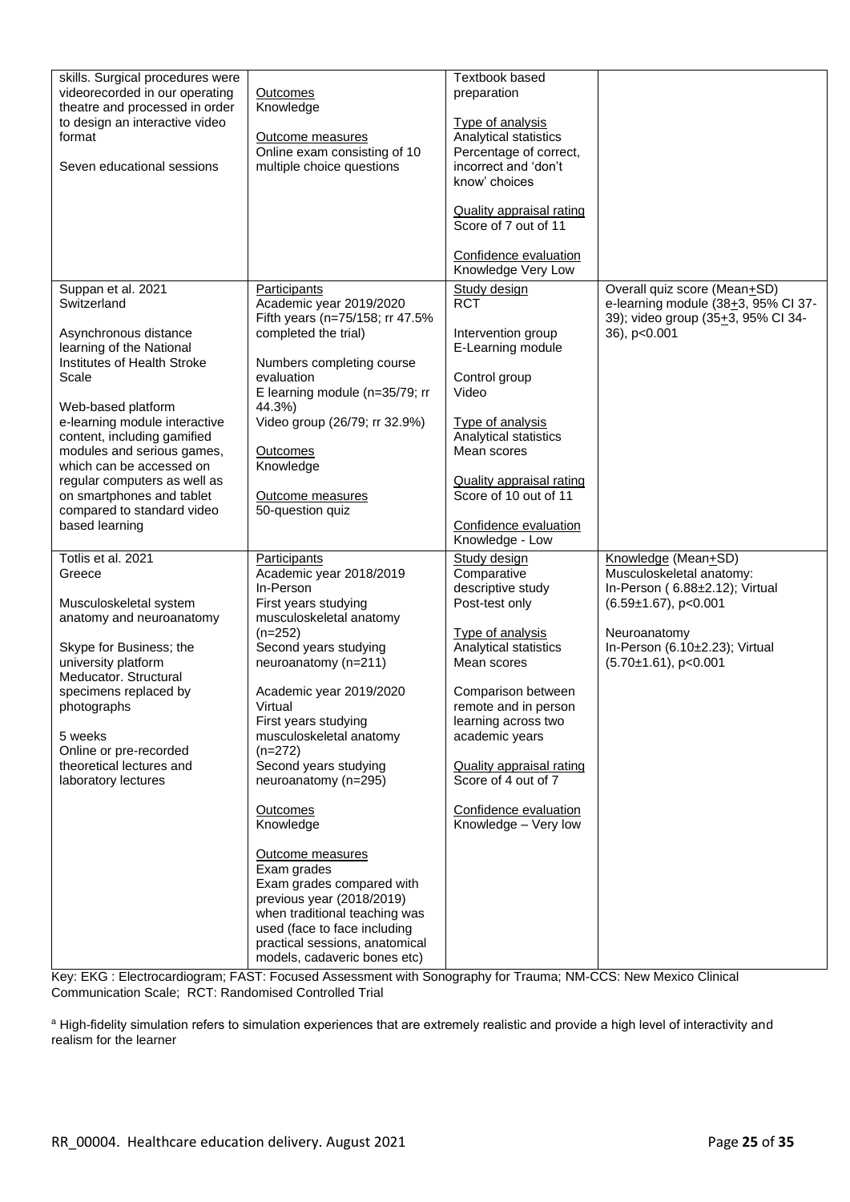| | | | |
|---|---|---|---|
| skills. Surgical procedures were videorecorded in our operating theatre and processed in order to design an interactive video format<br><br>Seven educational sessions | Outcomes<br>Knowledge<br><br>Outcome measures<br>Online exam consisting of 10 multiple choice questions | Textbook based preparation<br><br>Type of analysis<br>Analytical statistics<br>Percentage of correct, incorrect and 'don't know' choices<br><br>Quality appraisal rating<br>Score of 7 out of 11<br><br>Confidence evaluation<br>Knowledge Very Low | |
| Suppan et al. 2021<br>Switzerland<br><br>Asynchronous distance learning of the National Institutes of Health Stroke Scale<br><br>Web-based platform<br>e-learning module interactive content, including gamified modules and serious games, which can be accessed on regular computers as well as on smartphones and tablet compared to standard video based learning | Participants<br>Academic year 2019/2020<br>Fifth years (n=75/158; rr 47.5% completed the trial)<br><br>Numbers completing course evaluation<br>E learning module (n=35/79; rr 44.3%)<br>Video group (26/79; rr 32.9%)<br><br>Outcomes<br>Knowledge<br><br>Outcome measures<br>50-question quiz | Study design<br>RCT<br><br>Intervention group<br>E-Learning module<br><br>Control group<br>Video<br><br>Type of analysis<br>Analytical statistics<br>Mean scores<br><br>Quality appraisal rating<br>Score of 10 out of 11<br><br>Confidence evaluation<br>Knowledge - Low | Overall quiz score (Mean±SD)<br>e-learning module (38±3, 95% CI 37-39); video group (35±3, 95% CI 34-36), $p<0.001$ |
| Totlis et al. 2021<br>Greece<br><br>Musculoskeletal system anatomy and neuroanatomy<br><br>Skype for Business; the university platform Medicator. Structural specimens replaced by photographs<br><br>5 weeks<br>Online or pre-recorded theoretical lectures and laboratory lectures | Participants<br>Academic year 2018/2019<br>In-Person<br>First years studying musculoskeletal anatomy (n=252)<br>Second years studying neuroanatomy (n=211)<br><br>Academic year 2019/2020<br>Virtual<br>First years studying musculoskeletal anatomy (n=272)<br>Second years studying neuroanatomy (n=295)<br><br>Outcomes<br>Knowledge<br><br>Outcome measures<br>Exam grades<br>Exam grades compared with previous year (2018/2019) when traditional teaching was used (face to face including practical sessions, anatomical models, cadaveric bones etc) | Study design<br>Comparative descriptive study<br>Post-test only<br><br>Type of analysis<br>Analytical statistics<br>Mean scores<br><br>Comparison between remote and in person learning across two academic years<br><br>Quality appraisal rating<br>Score of 4 out of 7<br><br>Confidence evaluation<br>Knowledge – Very low | Knowledge (Mean±SD)<br>Musculoskeletal anatomy:<br>In-Person ( 6.88±2.12); Virtual (6.59±1.67), $p<0.001$<br><br>Neuroanatomy<br>In-Person (6.10±2.23); Virtual (5.70±1.61), $p<0.001$ |

Key: EKG : Electrocardiogram; FAST: Focused Assessment with Sonography for Trauma; NM-CCS: New Mexico Clinical Communication Scale; RCT: Randomised Controlled Trial

[a] High-fidelity simulation refers to simulation experiences that are extremely realistic and provide a high level of interactivity and realism for the learner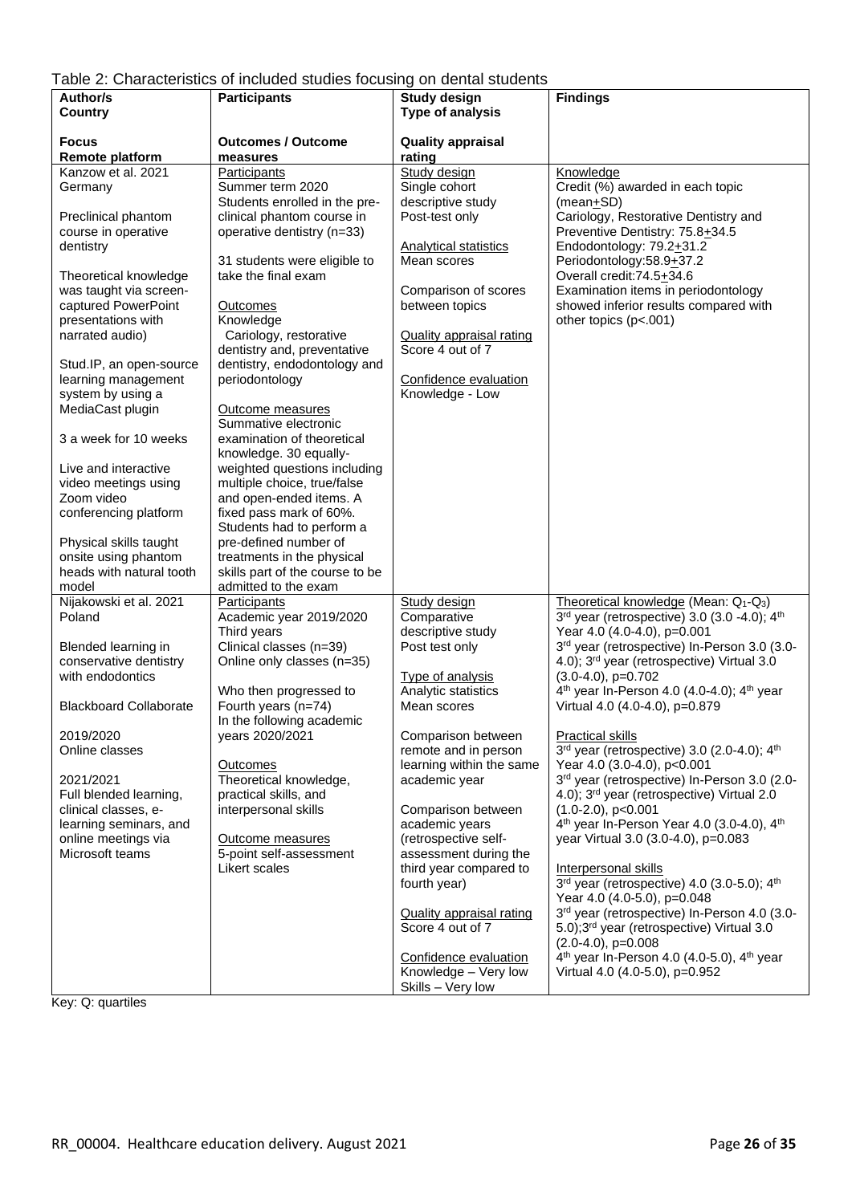Table 2: Characteristics of included studies focusing on dental students

| Author/s<br>Country<br><br>Focus<br>Remote platform | Participants<br><br><br>Outcomes / Outcome measures | Study design<br>Type of analysis<br><br>Quality appraisal rating | Findings |
|---|---|---|---|
| Kanzow et al. 2021<br>Germany<br><br>Preclinical phantom course in operative dentistry<br><br>Theoretical knowledge was taught via screen-captured PowerPoint presentations with narrated audio)<br><br>Stud.IP, an open-source learning management system by using a MediaCast plugin<br><br>3 a week for 10 weeks<br><br>Live and interactive video meetings using Zoom video conferencing platform<br><br>Physical skills taught onsite using phantom heads with natural tooth model | Participants<br>Summer term 2020<br>Students enrolled in the pre-clinical phantom course in operative dentistry (n=33)<br><br>31 students were eligible to take the final exam<br><br>Outcomes<br>Knowledge<br>Cariology, restorative dentistry and, preventative dentistry, endodontology and periodontology<br><br>Outcome measures<br>Summative electronic examination of theoretical knowledge. 30 equally-weighted questions including multiple choice, true/false and open-ended items. A fixed pass mark of 60%. Students had to perform a pre-defined number of treatments in the physical skills part of the course to be admitted to the exam | Study design<br>Single cohort descriptive study<br>Post-test only<br><br>Analytical statistics<br>Mean scores<br><br>Comparison of scores between topics<br><br>Quality appraisal rating<br>Score 4 out of 7<br><br>Confidence evaluation<br>Knowledge - Low | Knowledge<br>Credit (%) awarded in each topic (mean±SD)<br>Cariology, Restorative Dentistry and Preventive Dentistry: 75.8±34.5<br>Endodontology: 79.2±31.2<br>Periodontology:58.9±37.2<br>Overall credit:74.5±34.6<br>Examination items in periodontology showed inferior results compared with other topics (p<.001) |
| Nijakowski et al. 2021<br>Poland<br><br>Blended learning in conservative dentistry with endodontics<br><br>Blackboard Collaborate<br><br>2019/2020<br>Online classes<br><br>2021/2021<br>Full blended learning, clinical classes, e-learning seminars, and online meetings via Microsoft teams | Participants<br>Academic year 2019/2020<br>Third years<br>Clinical classes (n=39)<br>Online only classes (n=35)<br><br>Who then progressed to Fourth years (n=74)<br>In the following academic years 2020/2021<br><br>Outcomes<br>Theoretical knowledge, practical skills, and interpersonal skills<br><br>Outcome measures<br>5-point self-assessment Likert scales | Study design<br>Comparative descriptive study<br>Post test only<br><br>Type of analysis<br>Analytic statistics<br>Mean scores<br><br>Comparison between remote and in person learning within the same academic year<br><br>Comparison between academic years (retrospective self-assessment during the third year compared to fourth year)<br><br>Quality appraisal rating<br>Score 4 out of 7<br><br>Confidence evaluation<br>Knowledge – Very low<br>Skills – Very low | Theoretical knowledge (Mean: $Q_1$-$Q_3$)<br>3rd year (retrospective) 3.0 (3.0 -4.0); 4th Year 4.0 (4.0-4.0), p=0.001<br>3rd year (retrospective) In-Person 3.0 (3.0-4.0); 3rd year (retrospective) Virtual 3.0 (3.0-4.0), p=0.702<br>4th year In-Person 4.0 (4.0-4.0); 4th year Virtual 4.0 (4.0-4.0), p=0.879<br><br>Practical skills<br>3rd year (retrospective) 3.0 (2.0-4.0); 4th Year 4.0 (3.0-4.0), p<0.001<br>3rd year (retrospective) In-Person 3.0 (2.0-4.0); 3rd year (retrospective) Virtual 2.0 (1.0-2.0), p<0.001<br>4th year In-Person Year 4.0 (3.0-4.0), 4th year Virtual 3.0 (3.0-4.0), p=0.083<br><br>Interpersonal skills<br>3rd year (retrospective) 4.0 (3.0-5.0); 4th Year 4.0 (4.0-5.0), p=0.048<br>3rd year (retrospective) In-Person 4.0 (3.0-5.0);3rd year (retrospective) Virtual 3.0 (2.0-4.0), p=0.008<br>4th year In-Person 4.0 (4.0-5.0), 4th year Virtual 4.0 (4.0-5.0), p=0.952 |

Key: Q: quartiles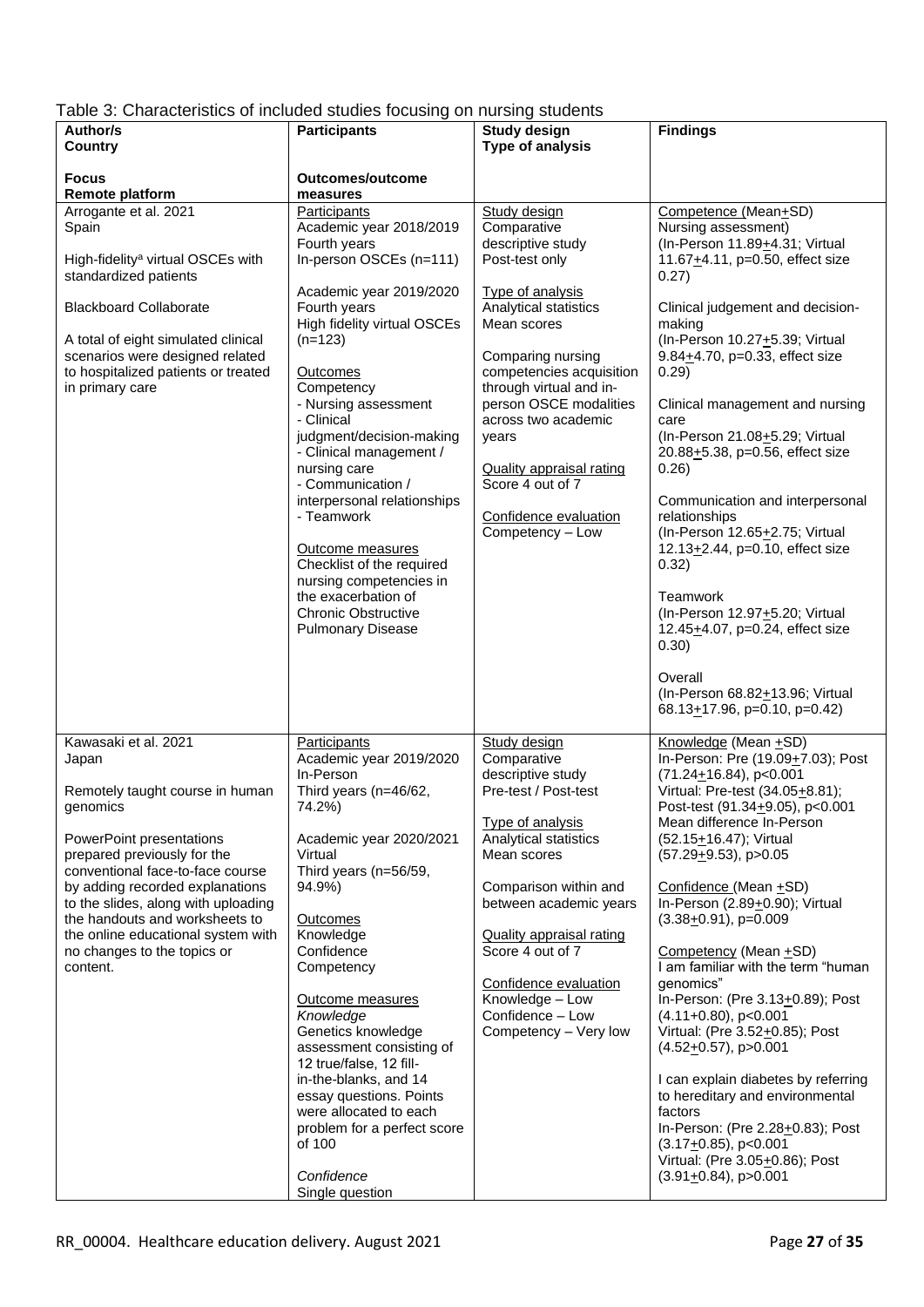Table 3: Characteristics of included studies focusing on nursing students

| Author/s<br>Country<br><br>Focus<br>Remote platform | Participants<br><br><br>Outcomes/outcome measures | Study design<br>Type of analysis | Findings |
|---|---|---|---|
| Arrogante et al. 2021<br>Spain<br><br>High-fidelity[a] virtual OSCEs with standardized patients<br><br>Blackboard Collaborate<br><br>A total of eight simulated clinical scenarios were designed related to hospitalized patients or treated in primary care | Participants<br>Academic year 2018/2019<br>Fourth years<br>In-person OSCEs (n=111)<br><br>Academic year 2019/2020<br>Fourth years<br>High fidelity virtual OSCEs (n=123)<br><br>Outcomes<br>Competency<br>- Nursing assessment<br>- Clinical judgment/decision-making<br>- Clinical management / nursing care<br>- Communication / interpersonal relationships<br>- Teamwork<br><br>Outcome measures<br>Checklist of the required nursing competencies in the exacerbation of Chronic Obstructive Pulmonary Disease | Study design<br>Comparative descriptive study<br>Post-test only<br><br>Type of analysis<br>Analytical statistics<br>Mean scores<br><br>Comparing nursing competencies acquisition through virtual and in-person OSCE modalities across two academic years<br><br>Quality appraisal rating<br>Score 4 out of 7<br><br>Confidence evaluation<br>Competency – Low | Competence (Mean±SD)<br>Nursing assessment)<br>(In-Person 11.89±4.31; Virtual 11.67±4.11, p=0.50, effect size 0.27)<br><br>Clinical judgement and decision-making<br>(In-Person 10.27±5.39; Virtual 9.84±4.70, p=0.33, effect size 0.29)<br><br>Clinical management and nursing care<br>(In-Person 21.08±5.29; Virtual 20.88±5.38, p=0.56, effect size 0.26)<br><br>Communication and interpersonal relationships<br>(In-Person 12.65±2.75; Virtual 12.13±2.44, p=0.10, effect size 0.32)<br><br>Teamwork<br>(In-Person 12.97±5.20; Virtual 12.45±4.07, p=0.24, effect size 0.30)<br><br>Overall<br>(In-Person 68.82±13.96; Virtual 68.13±17.96, p=0.10, p=0.42) |
| Kawasaki et al. 2021<br>Japan<br><br>Remotely taught course in human genomics<br><br>PowerPoint presentations prepared previously for the conventional face-to-face course by adding recorded explanations to the slides, along with uploading the handouts and worksheets to the online educational system with no changes to the topics or content. | Participants<br>Academic year 2019/2020<br>In-Person<br>Third years (n=46/62, 74.2%)<br><br>Academic year 2020/2021<br>Virtual<br>Third years (n=56/59, 94.9%)<br><br>Outcomes<br>Knowledge<br>Confidence<br>Competency<br><br>Outcome measures<br>*Knowledge*<br>Genetics knowledge assessment consisting of 12 true/false, 12 fill-in-the-blanks, and 14 essay questions. Points were allocated to each problem for a perfect score of 100<br><br>*Confidence*<br>Single question | Study design<br>Comparative descriptive study<br>Pre-test / Post-test<br><br>Type of analysis<br>Analytical statistics<br>Mean scores<br><br>Comparison within and between academic years<br><br>Quality appraisal rating<br>Score 4 out of 7<br><br>Confidence evaluation<br>Knowledge – Low<br>Confidence – Low<br>Competency – Very low | Knowledge (Mean ±SD)<br>In-Person: Pre (19.09±7.03); Post (71.24±16.84), p<0.001<br>Virtual: Pre-test (34.05±8.81); Post-test (91.34±9.05), p<0.001<br>Mean difference In-Person (52.15±16.47); Virtual (57.29±9.53), p>0.05<br><br>Confidence (Mean ±SD)<br>In-Person (2.89±0.90); Virtual (3.38±0.91), p=0.009<br><br>Competency (Mean ±SD)<br>I am familiar with the term "human genomics"<br>In-Person: (Pre 3.13±0.89); Post (4.11+0.80), p<0.001<br>Virtual: (Pre 3.52±0.85); Post (4.52±0.57), p>0.001<br><br>I can explain diabetes by referring to hereditary and environmental factors<br>In-Person: (Pre 2.28±0.83); Post (3.17±0.85), p<0.001<br>Virtual: (Pre 3.05±0.86); Post (3.91±0.84), p>0.001 |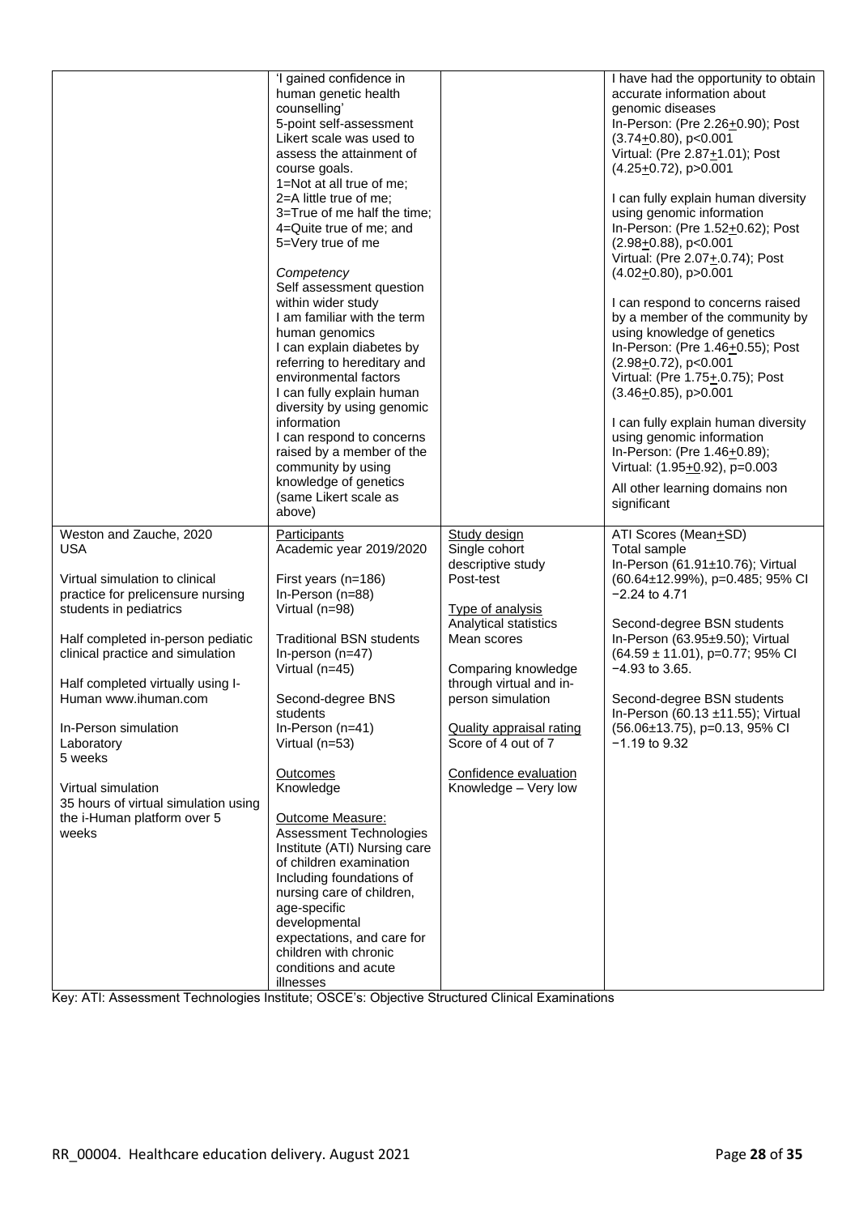| | | | |
|---|---|---|---|
| | 'I gained confidence in human genetic health counselling'<br>5-point self-assessment Likert scale was used to assess the attainment of course goals.<br>1=Not at all true of me;<br>2=A little true of me;<br>3=True of me half the time;<br>4=Quite true of me; and<br>5=Very true of me<br><br>*Competency*<br>Self assessment question within wider study<br>I am familiar with the term human genomics<br>I can explain diabetes by referring to hereditary and environmental factors<br>I can fully explain human diversity by using genomic information<br>I can respond to concerns raised by a member of the community by using knowledge of genetics<br>(same Likert scale as above) | | I have had the opportunity to obtain accurate information about genomic diseases<br>In-Person: (Pre 2.26±0.90); Post (3.74±0.80), p<0.001<br>Virtual: (Pre 2.87±1.01); Post (4.25±0.72), p>0.001<br><br>I can fully explain human diversity using genomic information<br>In-Person: (Pre 1.52±0.62); Post (2.98±0.88), p<0.001<br>Virtual: (Pre 2.07±.0.74); Post (4.02±0.80), p>0.001<br><br>I can respond to concerns raised by a member of the community by using knowledge of genetics<br>In-Person: (Pre 1.46±0.55); Post (2.98±0.72), p<0.001<br>Virtual: (Pre 1.75±.0.75); Post (3.46±0.85), p>0.001<br><br>I can fully explain human diversity using genomic information<br>In-Person: (Pre 1.46±0.89);<br>Virtual: (1.95±0.92), p=0.003<br><br>All other learning domains non significant |
| Weston and Zauche, 2020<br>USA<br><br>Virtual simulation to clinical practice for prelicensure nursing students in pediatrics<br><br>Half completed in-person pediatic clinical practice and simulation<br><br>Half completed virtually using I-Human www.ihuman.com<br><br>In-Person simulation Laboratory<br>5 weeks<br><br>Virtual simulation<br>35 hours of virtual simulation using the i-Human platform over 5 weeks | Participants<br>Academic year 2019/2020<br><br>First years (n=186)<br>In-Person (n=88)<br>Virtual (n=98)<br><br>Traditional BSN students<br>In-person (n=47)<br>Virtual (n=45)<br><br>Second-degree BNS students<br>In-Person (n=41)<br>Virtual (n=53)<br><br>Outcomes<br>Knowledge<br><br>Outcome Measure:<br>Assessment Technologies Institute (ATI) Nursing care of children examination Including foundations of nursing care of children, age-specific developmental expectations, and care for children with chronic conditions and acute illnesses | Study design<br>Single cohort descriptive study<br>Post-test<br><br>Type of analysis<br>Analytical statistics<br>Mean scores<br><br>Comparing knowledge through virtual and in-person simulation<br><br>Quality appraisal rating<br>Score of 4 out of 7<br><br>Confidence evaluation<br>Knowledge – Very low | ATI Scores (Mean±SD)<br>Total sample<br>In-Person (61.91±10.76); Virtual (60.64±12.99%), p=0.485; 95% CI −2.24 to 4.71<br><br>Second-degree BSN students<br>In-Person (63.95±9.50); Virtual (64.59 ± 11.01), p=0.77; 95% CI −4.93 to 3.65.<br><br>Second-degree BSN students<br>In-Person (60.13 ±11.55); Virtual (56.06±13.75), p=0.13, 95% CI −1.19 to 9.32 |

Key: ATI: Assessment Technologies Institute; OSCE's: Objective Structured Clinical Examinations

RR_00004. Healthcare education delivery. August 2021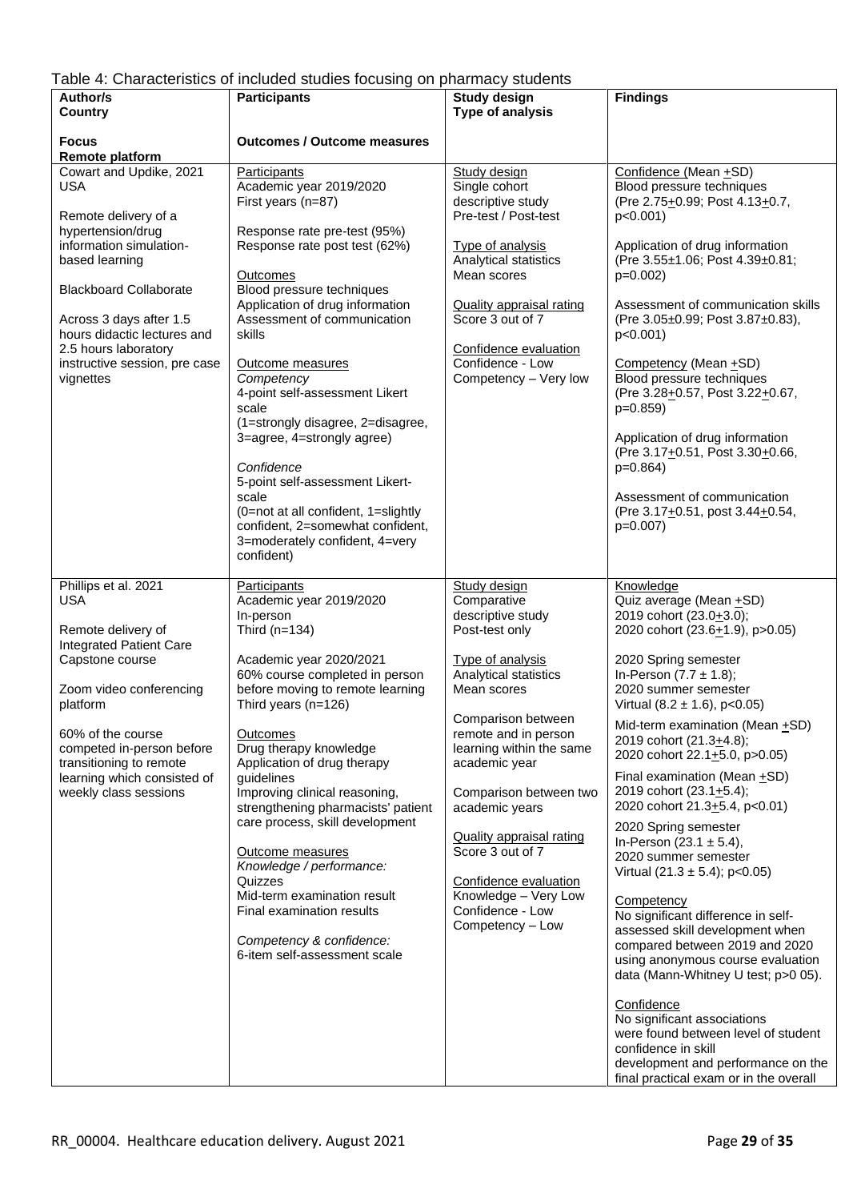Table 4: Characteristics of included studies focusing on pharmacy students

| Author/s<br>Country<br><br>Focus<br>Remote platform | Participants<br><br><br>Outcomes / Outcome measures | Study design<br>Type of analysis | Findings |
|---|---|---|---|
| Cowart and Updike, 2021<br>USA<br><br>Remote delivery of a hypertension/drug information simulation-based learning<br><br>Blackboard Collaborate<br><br>Across 3 days after 1.5 hours didactic lectures and 2.5 hours laboratory instructive session, pre case vignettes | Participants<br>Academic year 2019/2020<br>First years (n=87)<br><br>Response rate pre-test (95%)<br>Response rate post test (62%)<br><br>Outcomes<br>Blood pressure techniques<br>Application of drug information<br>Assessment of communication skills<br><br>Outcome measures<br>*Competency*<br>4-point self-assessment Likert scale<br>(1=strongly disagree, 2=disagree, 3=agree, 4=strongly agree)<br><br>*Confidence*<br>5-point self-assessment Likert-scale<br>(0=not at all confident, 1=slightly confident, 2=somewhat confident, 3=moderately confident, 4=very confident) | Study design<br>Single cohort descriptive study<br>Pre-test / Post-test<br><br>Type of analysis<br>Analytical statistics<br>Mean scores<br><br>Quality appraisal rating<br>Score 3 out of 7<br><br>Confidence evaluation<br>Confidence - Low<br>Competency – Very low | Confidence (Mean ±SD)<br>Blood pressure techniques<br>(Pre 2.75±0.99; Post 4.13±0.7, p<0.001)<br><br>Application of drug information<br>(Pre 3.55±1.06; Post 4.39±0.81; p=0.002)<br><br>Assessment of communication skills<br>(Pre 3.05±0.99; Post 3.87±0.83), p<0.001)<br><br>Competency (Mean ±SD)<br>Blood pressure techniques<br>(Pre 3.28±0.57, Post 3.22±0.67, p=0.859)<br><br>Application of drug information<br>(Pre 3.17±0.51, Post 3.30±0.66, p=0.864)<br><br>Assessment of communication<br>(Pre 3.17±0.51, post 3.44±0.54, p=0.007) |
| Phillips et al. 2021<br>USA<br><br>Remote delivery of Integrated Patient Care Capstone course<br><br>Zoom video conferencing platform<br><br>60% of the course competed in-person before transitioning to remote learning which consisted of weekly class sessions | Participants<br>Academic year 2019/2020<br>In-person<br>Third (n=134)<br><br>Academic year 2020/2021<br>60% course completed in person before moving to remote learning<br>Third years (n=126)<br><br>Outcomes<br>Drug therapy knowledge<br>Application of drug therapy guidelines<br>Improving clinical reasoning, strengthening pharmacists' patient care process, skill development<br><br>Outcome measures<br>*Knowledge / performance:*<br>Quizzes<br>Mid-term examination result<br>Final examination results<br><br>*Competency & confidence:*<br>6-item self-assessment scale | Study design<br>Comparative descriptive study<br>Post-test only<br><br>Type of analysis<br>Analytical statistics<br>Mean scores<br><br>Comparison between remote and in person learning within the same academic year<br><br>Comparison between two academic years<br><br>Quality appraisal rating<br>Score 3 out of 7<br><br>Confidence evaluation<br>Knowledge – Very Low<br>Confidence - Low<br>Competency – Low | Knowledge<br>Quiz average (Mean ±SD)<br>2019 cohort (23.0±3.0);<br>2020 cohort (23.6±1.9), p>0.05)<br><br>2020 Spring semester<br>In-Person (7.7 ± 1.8);<br>2020 summer semester<br>Virtual (8.2 ± 1.6), p<0.05)<br><br>Mid-term examination (Mean ±SD)<br>2019 cohort (21.3±4.8);<br>2020 cohort 22.1±5.0, p>0.05)<br><br>Final examination (Mean ±SD)<br>2019 cohort (23.1±5.4);<br>2020 cohort 21.3±5.4, p<0.01)<br><br>2020 Spring semester<br>In-Person (23.1 ± 5.4),<br>2020 summer semester<br>Virtual (21.3 ± 5.4); p<0.05)<br><br>Competency<br>No significant difference in self-assessed skill development when compared between 2019 and 2020 using anonymous course evaluation data (Mann-Whitney U test; p>0 05).<br><br>Confidence<br>No significant associations were found between level of student confidence in skill development and performance on the final practical exam or in the overall |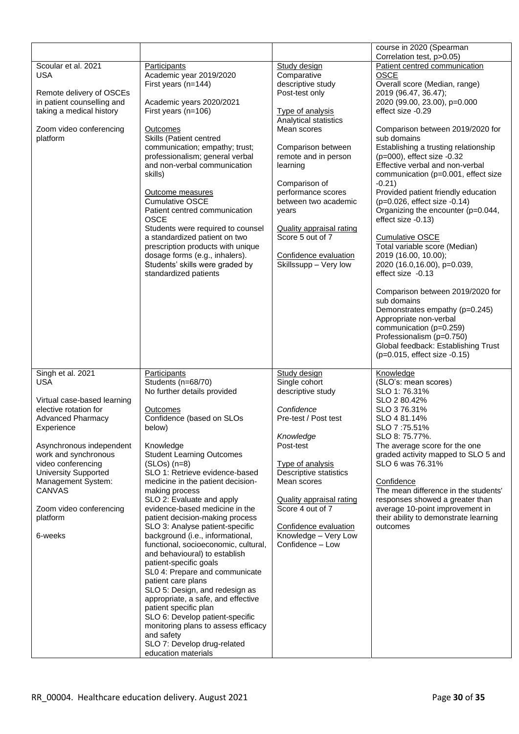| | | | |
|---|---|---|---|
| | | | course in 2020 (Spearman Correlation test, p>0.05) |
| Scoular et al. 2021<br>USA<br><br>Remote delivery of OSCEs in patient counselling and taking a medical history<br><br>Zoom video conferencing platform | Participants<br>Academic year 2019/2020<br>First years (n=144)<br><br>Academic years 2020/2021<br>First years (n=106)<br><br>Outcomes<br>Skills (Patient centred communication; empathy; trust; professionalism; general verbal and non-verbal communication skills)<br><br>Outcome measures<br>Cumulative OSCE<br>Patient centred communication OSCE<br>Students were required to counsel a standardized patient on two prescription products with unique dosage forms (e.g., inhalers). Students' skills were graded by standardized patients | Study design<br>Comparative descriptive study<br>Post-test only<br><br>Type of analysis<br>Analytical statistics<br>Mean scores<br><br>Comparison between remote and in person learning<br><br>Comparison of performance scores between two academic years<br><br>Quality appraisal rating<br>Score 5 out of 7<br><br>Confidence evaluation<br>Skillssupp – Very low | Patient centred communication OSCE<br>Overall score (Median, range)<br>2019 (96.47, 36.47);<br>2020 (99.00, 23.00), p=0.000<br>effect size -0.29<br><br>Comparison between 2019/2020 for sub domains<br>Establishing a trusting relationship (p=000), effect size -0.32<br>Effective verbal and non-verbal communication (p=0.001, effect size -0.21)<br>Provided patient friendly education (p=0.026, effect size -0.14)<br>Organizing the encounter (p=0.044, effect size -0.13)<br><br>Cumulative OSCE<br>Total variable score (Median)<br>2019 (16.00, 10.00);<br>2020 (16.0,16.00), p=0.039,<br>effect size -0.13<br><br>Comparison between 2019/2020 for sub domains<br>Demonstrates empathy (p=0.245)<br>Appropriate non-verbal communication (p=0.259)<br>Professionalism (p=0.750)<br>Global feedback: Establishing Trust (p=0.015, effect size -0.15) |
| Singh et al. 2021<br>USA<br><br>Virtual case-based learning elective rotation for Advanced Pharmacy Experience<br><br>Asynchronous independent work and synchronous video conferencing<br>University Supported Management System: CANVAS<br><br>Zoom video conferencing platform<br><br>6-weeks | Participants<br>Students (n=68/70)<br>No further details provided<br><br>Outcomes<br>Confidence (based on SLOs below)<br><br>Knowledge<br>Student Learning Outcomes (SLOs) (n=8)<br>SLO 1: Retrieve evidence-based medicine in the patient decision-making process<br>SLO 2: Evaluate and apply evidence-based medicine in the patient decision-making process<br>SLO 3: Analyse patient-specific background (i.e., informational, functional, socioeconomic, cultural, and behavioural) to establish patient-specific goals<br>SL0 4: Prepare and communicate patient care plans<br>SLO 5: Design, and redesign as appropriate, a safe, and effective patient specific plan<br>SLO 6: Develop patient-specific monitoring plans to assess efficacy and safety<br>SLO 7: Develop drug-related education materials | Study design<br>Single cohort descriptive study<br><br>*Confidence*<br>Pre-test / Post test<br><br>*Knowledge*<br>Post-test<br><br>Type of analysis<br>Descriptive statistics<br>Mean scores<br><br>Quality appraisal rating<br>Score 4 out of 7<br><br>Confidence evaluation<br>Knowledge – Very Low<br>Confidence – Low | Knowledge<br>(SLO's: mean scores)<br>SLO 1: 76.31%<br>SLO 2 80.42%<br>SLO 3 76.31%<br>SLO 4 81.14%<br>SLO 7 :75.51%<br>SLO 8: 75.77%.<br>The average score for the one graded activity mapped to SLO 5 and SLO 6 was 76.31%<br><br>Confidence<br>The mean difference in the students' responses showed a greater than average 10-point improvement in their ability to demonstrate learning outcomes |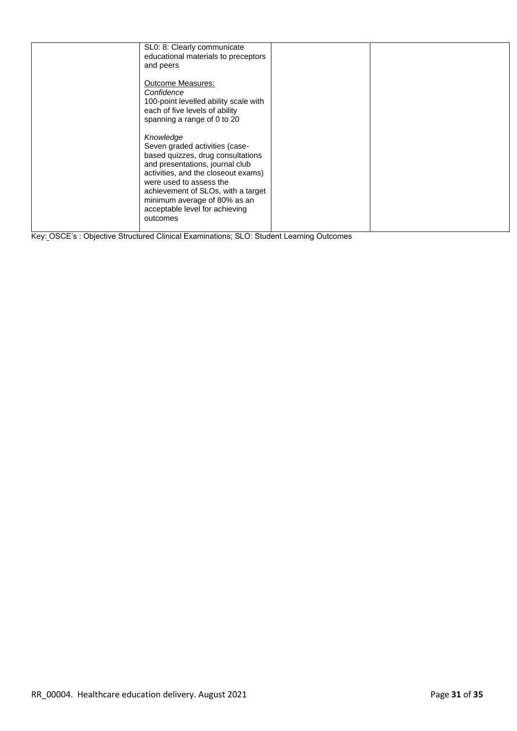| | | | |
|---|---|---|---|
| | SL0: 8: Clearly communicate educational materials to preceptors and peers<br><br><u>Outcome Measures:</u><br>*Confidence*<br>100-point levelled ability scale with each of five levels of ability spanning a range of 0 to 20<br><br>*Knowledge*<br>Seven graded activities (case-based quizzes, drug consultations and presentations, journal club activities, and the closeout exams) were used to assess the achievement of SLOs, with a target minimum average of 80% as an acceptable level for achieving outcomes | | |

Key: OSCE's : Objective Structured Clinical Examinations; SLO: Student Learning Outcomes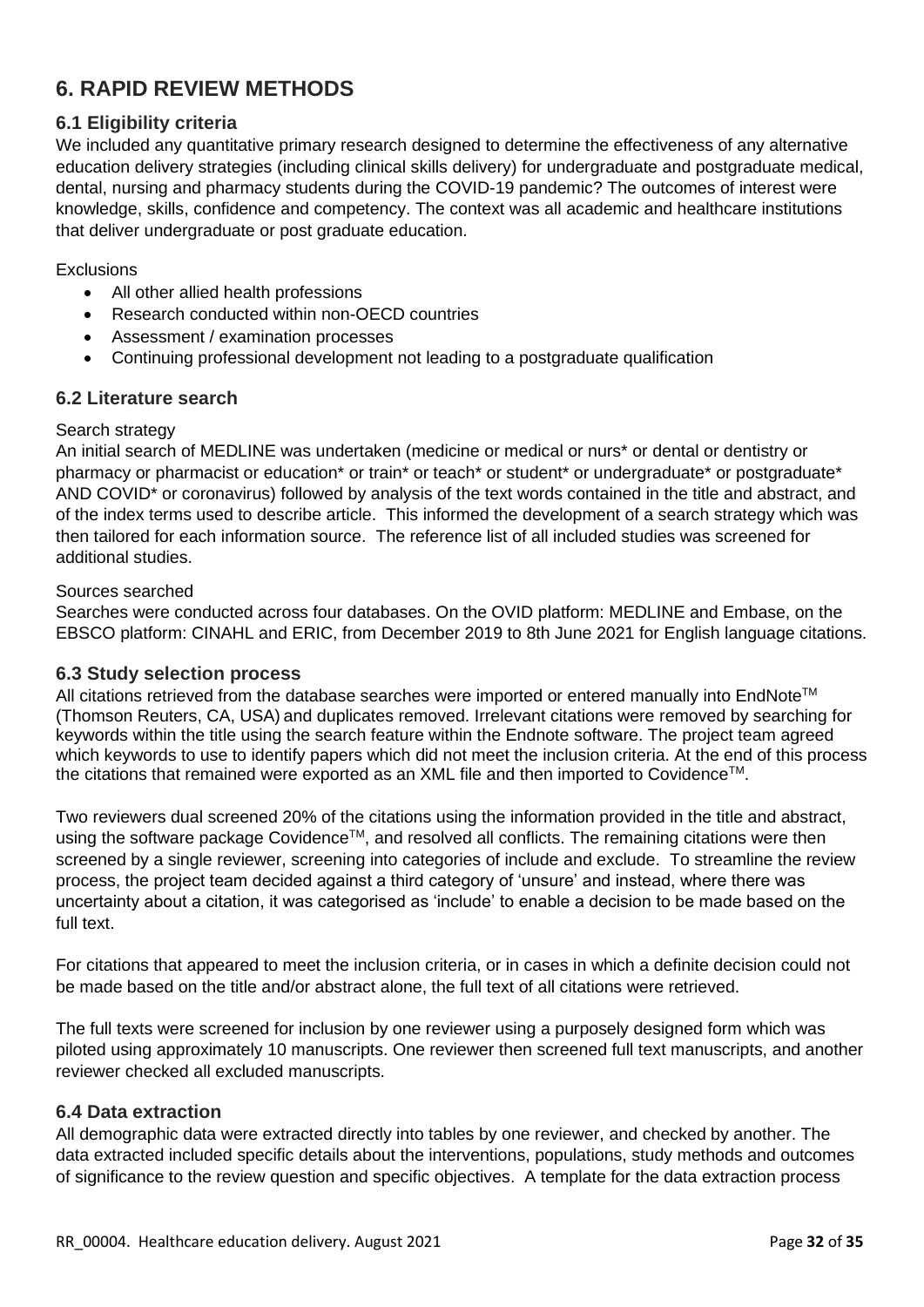## 6. RAPID REVIEW METHODS

### 6.1 Eligibility criteria

We included any quantitative primary research designed to determine the effectiveness of any alternative education delivery strategies (including clinical skills delivery) for undergraduate and postgraduate medical, dental, nursing and pharmacy students during the COVID-19 pandemic? The outcomes of interest were knowledge, skills, confidence and competency. The context was all academic and healthcare institutions that deliver undergraduate or post graduate education.

Exclusions

- All other allied health professions
- Research conducted within non-OECD countries
- Assessment / examination processes
- Continuing professional development not leading to a postgraduate qualification

### 6.2 Literature search

Search strategy

An initial search of MEDLINE was undertaken (medicine or medical or nurs* or dental or dentistry or pharmacy or pharmacist or education* or train* or teach* or student* or undergraduate* or postgraduate* AND COVID* or coronavirus) followed by analysis of the text words contained in the title and abstract, and of the index terms used to describe article. This informed the development of a search strategy which was then tailored for each information source. The reference list of all included studies was screened for additional studies.

Sources searched

Searches were conducted across four databases. On the OVID platform: MEDLINE and Embase, on the EBSCO platform: CINAHL and ERIC, from December 2019 to 8th June 2021 for English language citations.

### 6.3 Study selection process

All citations retrieved from the database searches were imported or entered manually into EndNote™ (Thomson Reuters, CA, USA) and duplicates removed. Irrelevant citations were removed by searching for keywords within the title using the search feature within the Endnote software. The project team agreed which keywords to use to identify papers which did not meet the inclusion criteria. At the end of this process the citations that remained were exported as an XML file and then imported to Covidence™.

Two reviewers dual screened 20% of the citations using the information provided in the title and abstract, using the software package Covidence™, and resolved all conflicts. The remaining citations were then screened by a single reviewer, screening into categories of include and exclude. To streamline the review process, the project team decided against a third category of 'unsure' and instead, where there was uncertainty about a citation, it was categorised as 'include' to enable a decision to be made based on the full text.

For citations that appeared to meet the inclusion criteria, or in cases in which a definite decision could not be made based on the title and/or abstract alone, the full text of all citations were retrieved.

The full texts were screened for inclusion by one reviewer using a purposely designed form which was piloted using approximately 10 manuscripts. One reviewer then screened full text manuscripts, and another reviewer checked all excluded manuscripts.

### 6.4 Data extraction

All demographic data were extracted directly into tables by one reviewer, and checked by another. The data extracted included specific details about the interventions, populations, study methods and outcomes of significance to the review question and specific objectives. A template for the data extraction process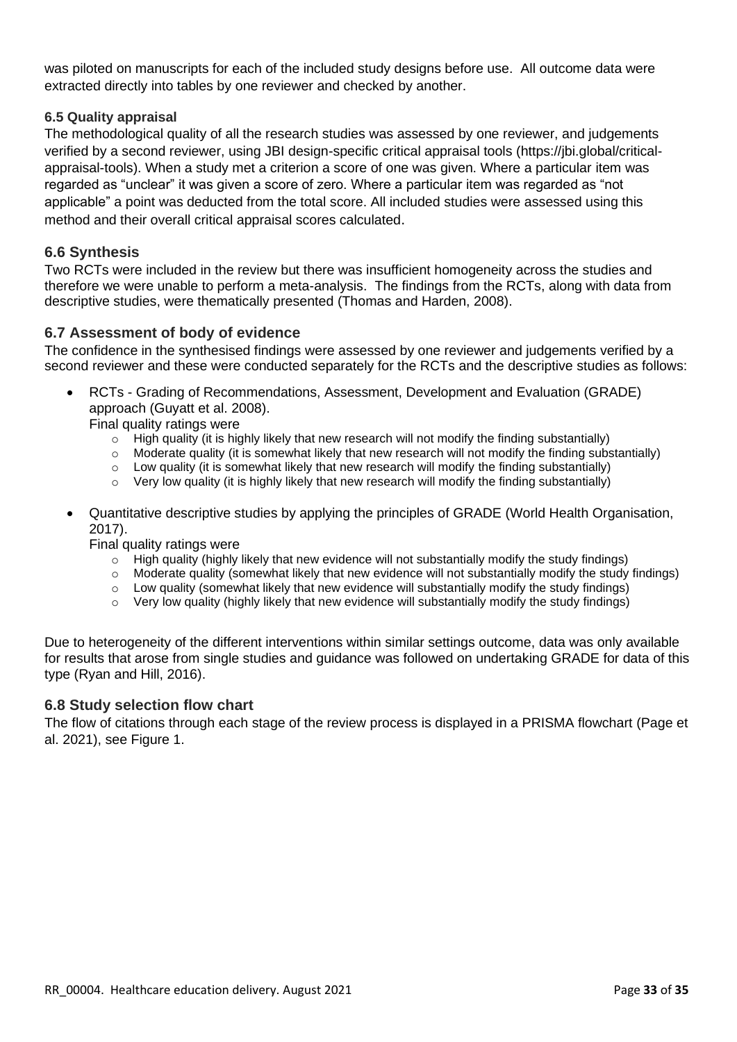was piloted on manuscripts for each of the included study designs before use. All outcome data were extracted directly into tables by one reviewer and checked by another.

### 6.5 Quality appraisal

The methodological quality of all the research studies was assessed by one reviewer, and judgements verified by a second reviewer, using JBI design-specific critical appraisal tools (https://jbi.global/critical-appraisal-tools). When a study met a criterion a score of one was given. Where a particular item was regarded as "unclear" it was given a score of zero. Where a particular item was regarded as "not applicable" a point was deducted from the total score. All included studies were assessed using this method and their overall critical appraisal scores calculated.

## 6.6 Synthesis

Two RCTs were included in the review but there was insufficient homogeneity across the studies and therefore we were unable to perform a meta-analysis. The findings from the RCTs, along with data from descriptive studies, were thematically presented (Thomas and Harden, 2008).

## 6.7 Assessment of body of evidence

The confidence in the synthesised findings were assessed by one reviewer and judgements verified by a second reviewer and these were conducted separately for the RCTs and the descriptive studies as follows:

- RCTs - Grading of Recommendations, Assessment, Development and Evaluation (GRADE) approach (Guyatt et al. 2008).
  Final quality ratings were
  - High quality (it is highly likely that new research will not modify the finding substantially)
  - Moderate quality (it is somewhat likely that new research will not modify the finding substantially)
  - Low quality (it is somewhat likely that new research will modify the finding substantially)
  - Very low quality (it is highly likely that new research will modify the finding substantially)

- Quantitative descriptive studies by applying the principles of GRADE (World Health Organisation, 2017).
  Final quality ratings were
  - High quality (highly likely that new evidence will not substantially modify the study findings)
  - Moderate quality (somewhat likely that new evidence will not substantially modify the study findings)
  - Low quality (somewhat likely that new evidence will substantially modify the study findings)
  - Very low quality (highly likely that new evidence will substantially modify the study findings)

Due to heterogeneity of the different interventions within similar settings outcome, data was only available for results that arose from single studies and guidance was followed on undertaking GRADE for data of this type (Ryan and Hill, 2016).

## 6.8 Study selection flow chart

The flow of citations through each stage of the review process is displayed in a PRISMA flowchart (Page et al. 2021), see Figure 1.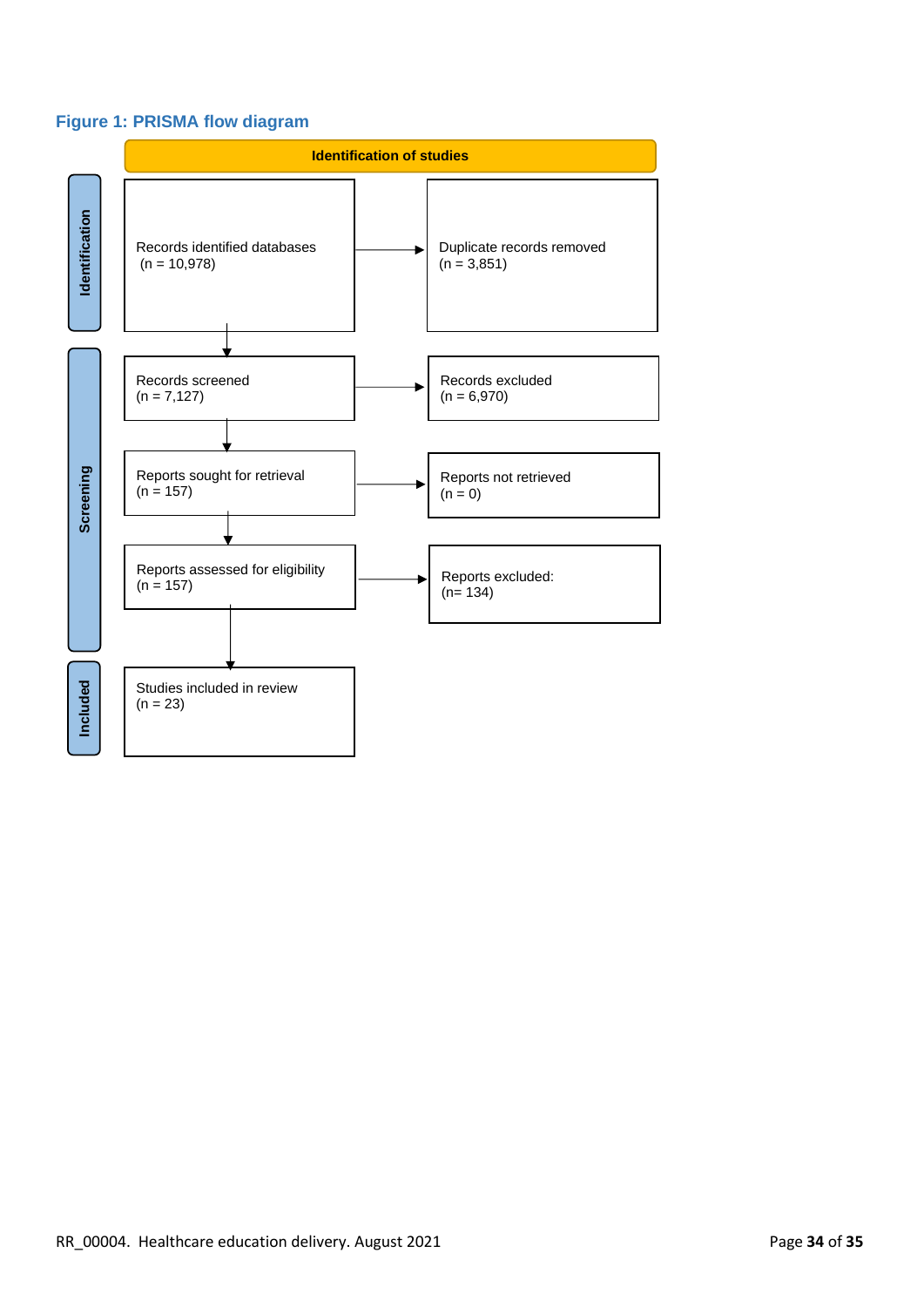**Figure 1: PRISMA flow diagram**

**Identification of studies**

**Identification**

- Records identified databases (n = 10,978) → Duplicate records removed (n = 3,851)

**Screening**

- Records screened (n = 7,127) → Records excluded (n = 6,970)
- Reports sought for retrieval (n = 157) → Reports not retrieved (n = 0)
- Reports assessed for eligibility (n = 157) → Reports excluded: (n= 134)

**Included**

- Studies included in review (n = 23)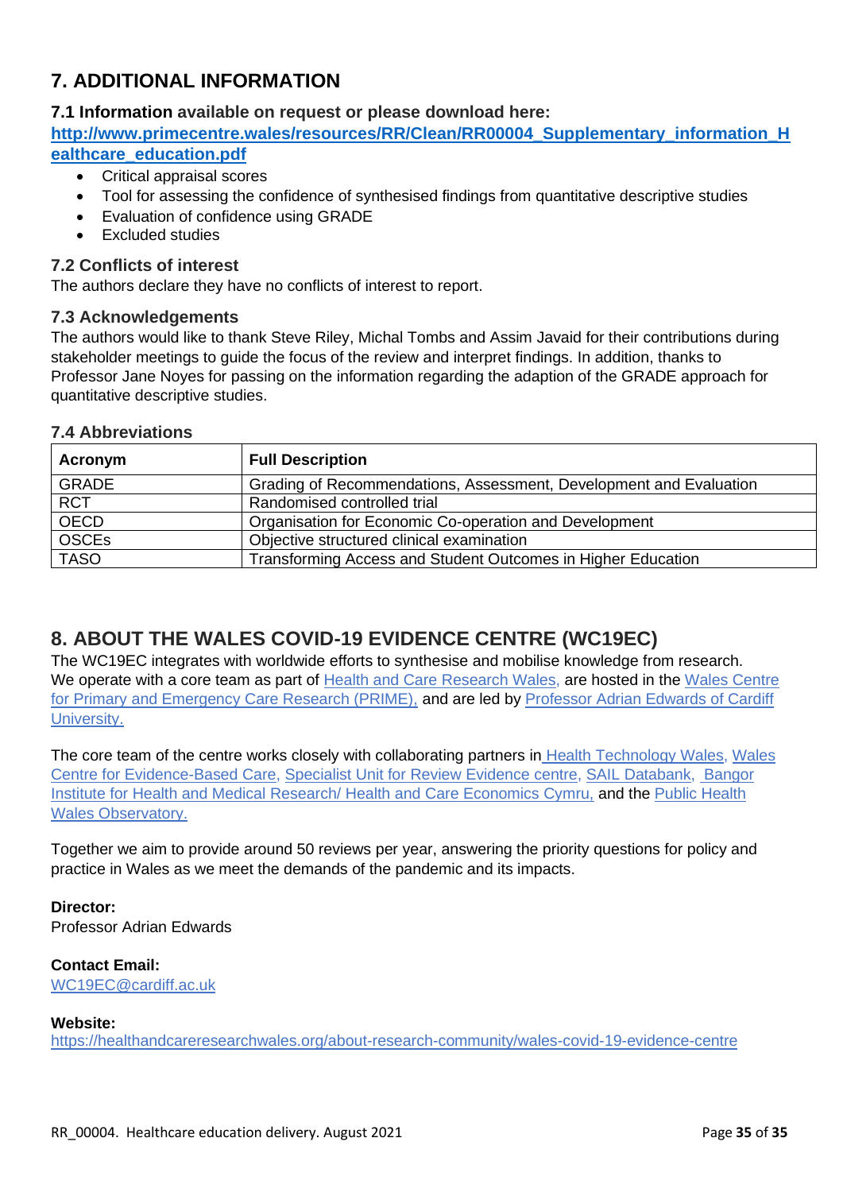## 7. ADDITIONAL INFORMATION

### 7.1 Information available on request or please download here:

**http://www.primecentre.wales/resources/RR/Clean/RR00004_Supplementary_information_Healthcare_education.pdf**

- Critical appraisal scores
- Tool for assessing the confidence of synthesised findings from quantitative descriptive studies
- Evaluation of confidence using GRADE
- Excluded studies

### 7.2 Conflicts of interest

The authors declare they have no conflicts of interest to report.

### 7.3 Acknowledgements

The authors would like to thank Steve Riley, Michal Tombs and Assim Javaid for their contributions during stakeholder meetings to guide the focus of the review and interpret findings. In addition, thanks to Professor Jane Noyes for passing on the information regarding the adaption of the GRADE approach for quantitative descriptive studies.

### 7.4 Abbreviations

| Acronym | Full Description |
|---|---|
| GRADE | Grading of Recommendations, Assessment, Development and Evaluation |
| RCT | Randomised controlled trial |
| OECD | Organisation for Economic Co-operation and Development |
| OSCEs | Objective structured clinical examination |
| TASO | Transforming Access and Student Outcomes in Higher Education |

## 8. ABOUT THE WALES COVID-19 EVIDENCE CENTRE (WC19EC)

The WC19EC integrates with worldwide efforts to synthesise and mobilise knowledge from research. We operate with a core team as part of Health and Care Research Wales, are hosted in the Wales Centre for Primary and Emergency Care Research (PRIME), and are led by Professor Adrian Edwards of Cardiff University.

The core team of the centre works closely with collaborating partners in Health Technology Wales, Wales Centre for Evidence-Based Care, Specialist Unit for Review Evidence centre, SAIL Databank, Bangor Institute for Health and Medical Research/ Health and Care Economics Cymru, and the Public Health Wales Observatory.

Together we aim to provide around 50 reviews per year, answering the priority questions for policy and practice in Wales as we meet the demands of the pandemic and its impacts.

**Director:**
Professor Adrian Edwards

**Contact Email:**
WC19EC@cardiff.ac.uk

**Website:**
https://healthandcareresearchwales.org/about-research-community/wales-covid-19-evidence-centre